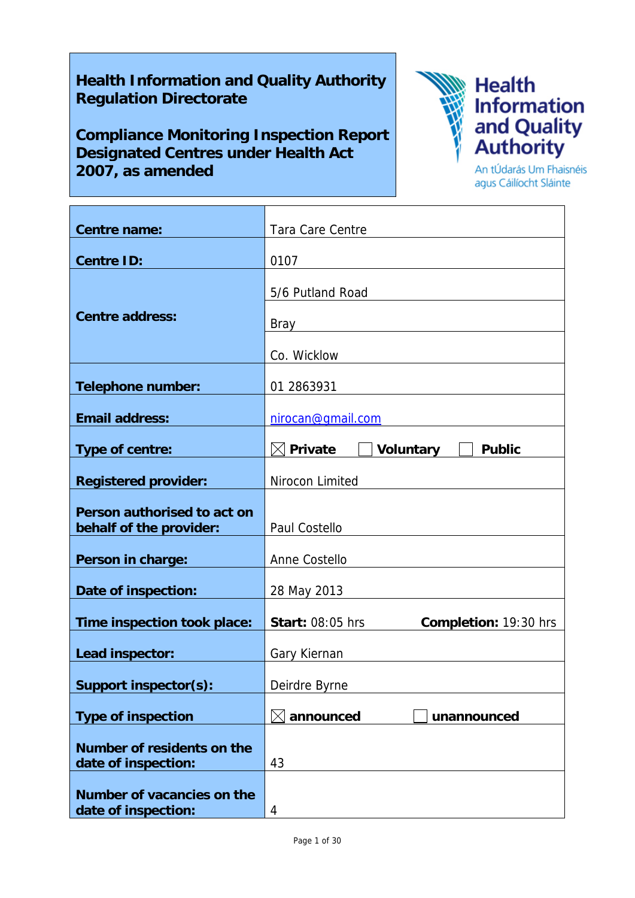**Health Information and Quality Authority**
**Regulation Directorate**

**Compliance Monitoring Inspection Report**
**Designated Centres under Health Act 2007, as amended**

Health Information and Quality Authority
An tÚdarás Um Fhaisnéis agus Cáilíocht Sláinte

| | |
|---|---|
| **Centre name:** | Tara Care Centre |
| **Centre ID:** | 0107 |
| **Centre address:** | 5/6 Putland Road |
| | Bray |
| | Co. Wicklow |
| **Telephone number:** | 01 2863931 |
| **Email address:** | nirocan@gmail.com |
| **Type of centre:** | ☒ **Private** ☐ **Voluntary** ☐ **Public** |
| **Registered provider:** | Nirocon Limited |
| **Person authorised to act on behalf of the provider:** | Paul Costello |
| **Person in charge:** | Anne Costello |
| **Date of inspection:** | 28 May 2013 |
| **Time inspection took place:** | **Start:** 08:05 hrs **Completion:** 19:30 hrs |
| **Lead inspector:** | Gary Kiernan |
| **Support inspector(s):** | Deirdre Byrne |
| **Type of inspection** | ☒ **announced** ☐ **unannounced** |
| **Number of residents on the date of inspection:** | 43 |
| **Number of vacancies on the date of inspection:** | 4 |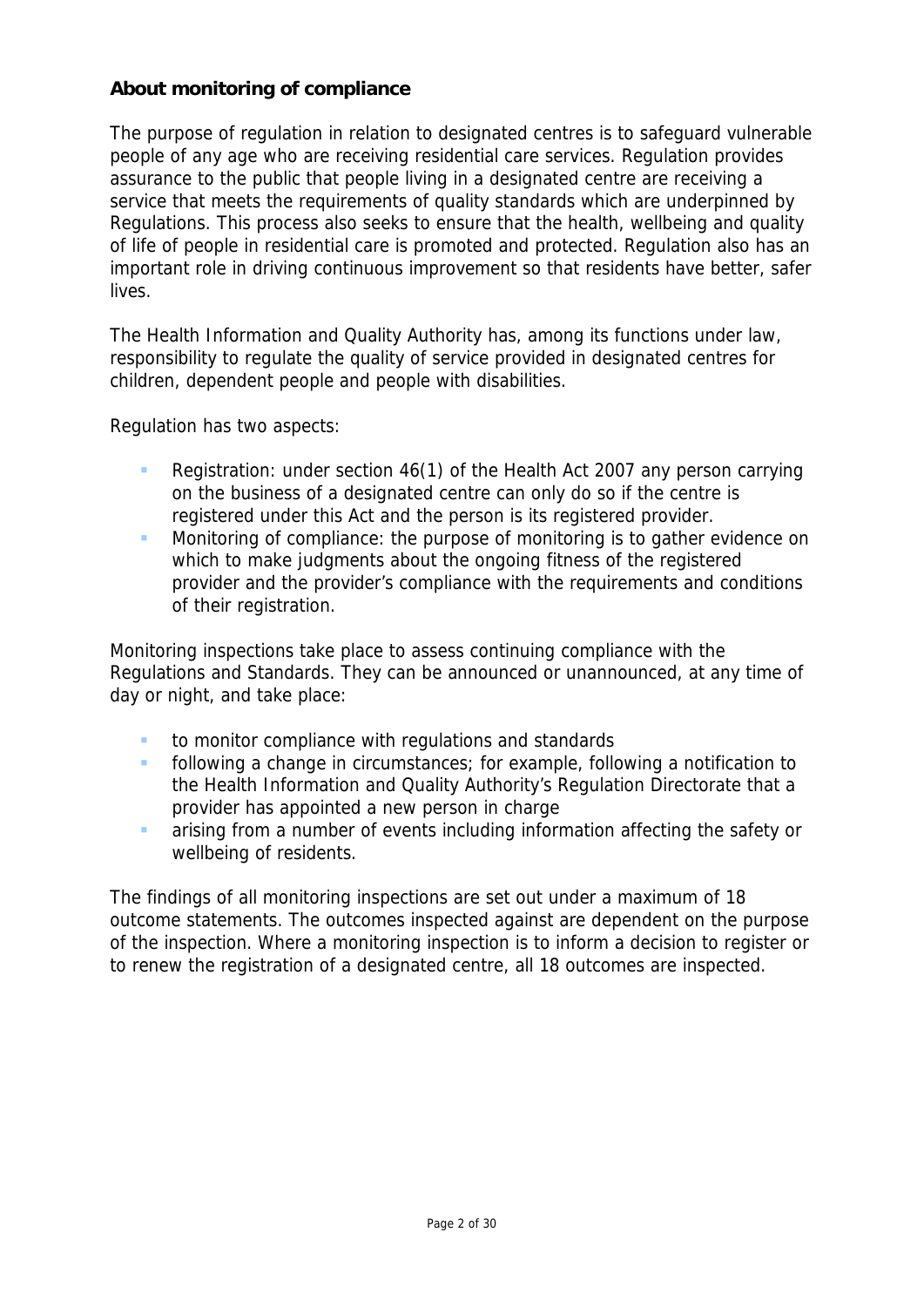## About monitoring of compliance

The purpose of regulation in relation to designated centres is to safeguard vulnerable people of any age who are receiving residential care services. Regulation provides assurance to the public that people living in a designated centre are receiving a service that meets the requirements of quality standards which are underpinned by Regulations. This process also seeks to ensure that the health, wellbeing and quality of life of people in residential care is promoted and protected. Regulation also has an important role in driving continuous improvement so that residents have better, safer lives.

The Health Information and Quality Authority has, among its functions under law, responsibility to regulate the quality of service provided in designated centres for children, dependent people and people with disabilities.

Regulation has two aspects:

- Registration: under section 46(1) of the Health Act 2007 any person carrying on the business of a designated centre can only do so if the centre is registered under this Act and the person is its registered provider.
- Monitoring of compliance: the purpose of monitoring is to gather evidence on which to make judgments about the ongoing fitness of the registered provider and the provider's compliance with the requirements and conditions of their registration.

Monitoring inspections take place to assess continuing compliance with the Regulations and Standards. They can be announced or unannounced, at any time of day or night, and take place:

- to monitor compliance with regulations and standards
- following a change in circumstances; for example, following a notification to the Health Information and Quality Authority's Regulation Directorate that a provider has appointed a new person in charge
- arising from a number of events including information affecting the safety or wellbeing of residents.

The findings of all monitoring inspections are set out under a maximum of 18 outcome statements. The outcomes inspected against are dependent on the purpose of the inspection. Where a monitoring inspection is to inform a decision to register or to renew the registration of a designated centre, all 18 outcomes are inspected.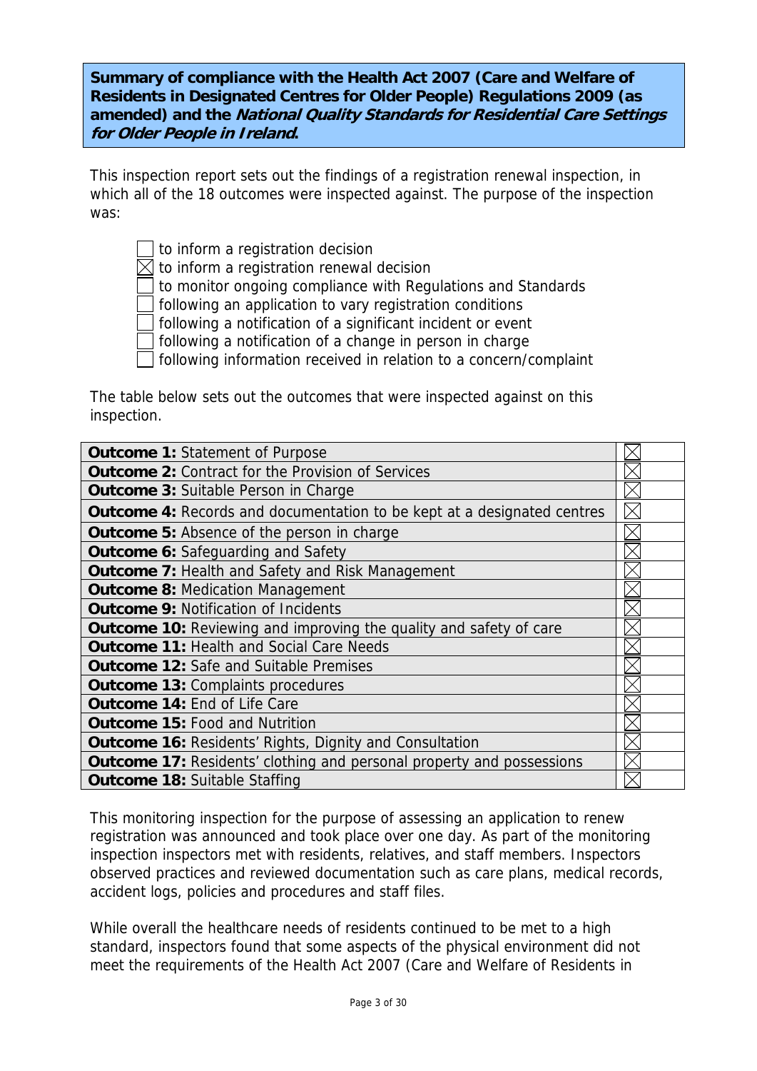**Summary of compliance with the Health Act 2007 (Care and Welfare of Residents in Designated Centres for Older People) Regulations 2009 (as amended) and the *National Quality Standards for Residential Care Settings for Older People in Ireland*.**

This inspection report sets out the findings of a registration renewal inspection, in which all of the 18 outcomes were inspected against. The purpose of the inspection was:

- ☐ to inform a registration decision
- ☒ to inform a registration renewal decision
- ☐ to monitor ongoing compliance with Regulations and Standards
- ☐ following an application to vary registration conditions
- ☐ following a notification of a significant incident or event
- ☐ following a notification of a change in person in charge
- ☐ following information received in relation to a concern/complaint

The table below sets out the outcomes that were inspected against on this inspection.

| Outcome | |
|---|---|
| **Outcome 1:** Statement of Purpose | ☒ |
| **Outcome 2:** Contract for the Provision of Services | ☒ |
| **Outcome 3:** Suitable Person in Charge | ☒ |
| **Outcome 4:** Records and documentation to be kept at a designated centres | ☒ |
| **Outcome 5:** Absence of the person in charge | ☒ |
| **Outcome 6:** Safeguarding and Safety | ☒ |
| **Outcome 7:** Health and Safety and Risk Management | ☒ |
| **Outcome 8:** Medication Management | ☒ |
| **Outcome 9:** Notification of Incidents | ☒ |
| **Outcome 10:** Reviewing and improving the quality and safety of care | ☒ |
| **Outcome 11:** Health and Social Care Needs | ☒ |
| **Outcome 12:** Safe and Suitable Premises | ☒ |
| **Outcome 13:** Complaints procedures | ☒ |
| **Outcome 14:** End of Life Care | ☒ |
| **Outcome 15:** Food and Nutrition | ☒ |
| **Outcome 16:** Residents' Rights, Dignity and Consultation | ☒ |
| **Outcome 17:** Residents' clothing and personal property and possessions | ☒ |
| **Outcome 18:** Suitable Staffing | ☒ |

This monitoring inspection for the purpose of assessing an application to renew registration was announced and took place over one day. As part of the monitoring inspection inspectors met with residents, relatives, and staff members. Inspectors observed practices and reviewed documentation such as care plans, medical records, accident logs, policies and procedures and staff files.

While overall the healthcare needs of residents continued to be met to a high standard, inspectors found that some aspects of the physical environment did not meet the requirements of the Health Act 2007 (Care and Welfare of Residents in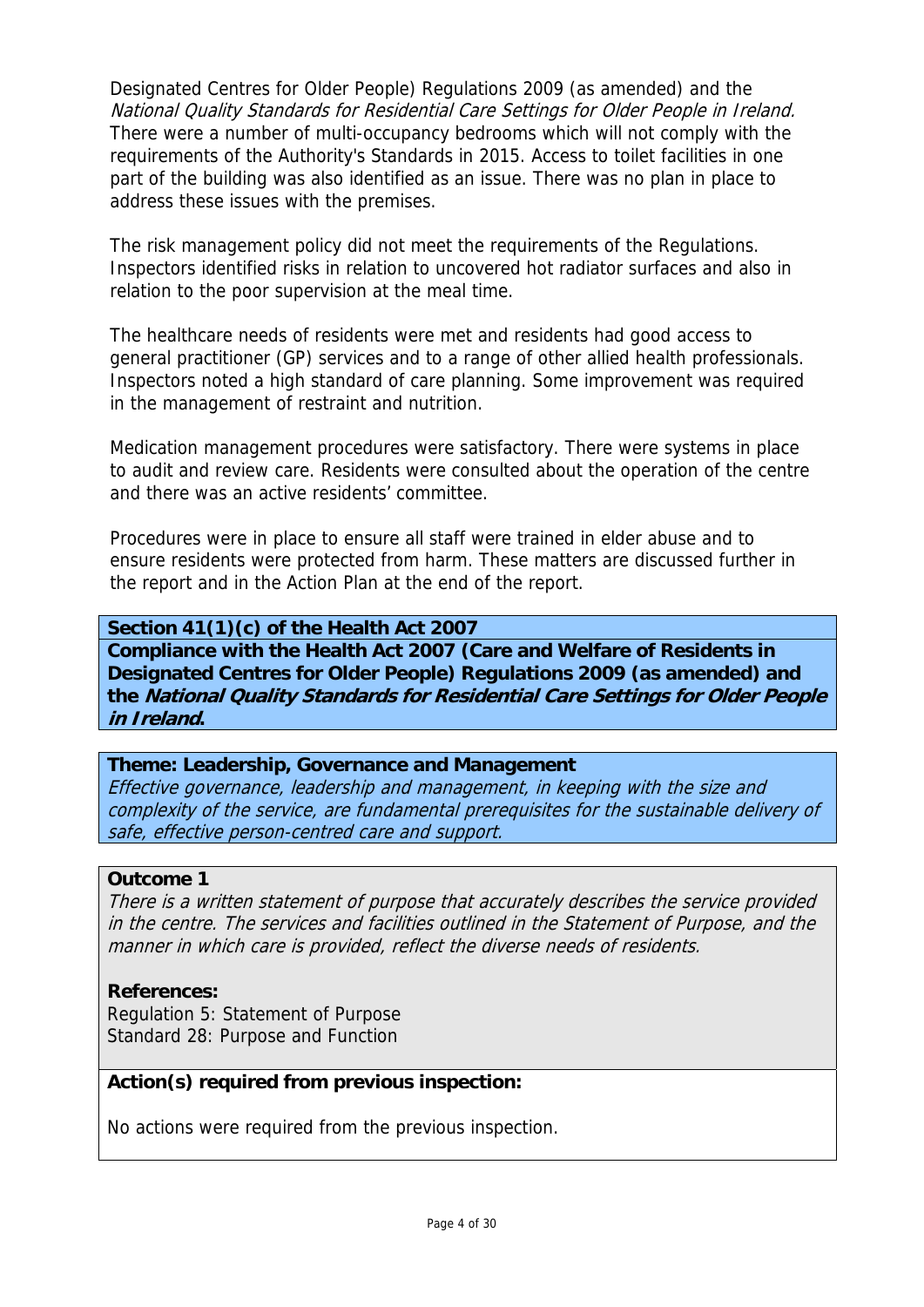Designated Centres for Older People) Regulations 2009 (as amended) and the *National Quality Standards for Residential Care Settings for Older People in Ireland.* There were a number of multi-occupancy bedrooms which will not comply with the requirements of the Authority's Standards in 2015. Access to toilet facilities in one part of the building was also identified as an issue. There was no plan in place to address these issues with the premises.

The risk management policy did not meet the requirements of the Regulations. Inspectors identified risks in relation to uncovered hot radiator surfaces and also in relation to the poor supervision at the meal time.

The healthcare needs of residents were met and residents had good access to general practitioner (GP) services and to a range of other allied health professionals. Inspectors noted a high standard of care planning. Some improvement was required in the management of restraint and nutrition.

Medication management procedures were satisfactory. There were systems in place to audit and review care. Residents were consulted about the operation of the centre and there was an active residents' committee.

Procedures were in place to ensure all staff were trained in elder abuse and to ensure residents were protected from harm. These matters are discussed further in the report and in the Action Plan at the end of the report.

**Section 41(1)(c) of the Health Act 2007**

**Compliance with the Health Act 2007 (Care and Welfare of Residents in Designated Centres for Older People) Regulations 2009 (as amended) and the *National Quality Standards for Residential Care Settings for Older People in Ireland*.**

**Theme: Leadership, Governance and Management**

*Effective governance, leadership and management, in keeping with the size and complexity of the service, are fundamental prerequisites for the sustainable delivery of safe, effective person-centred care and support.*

**Outcome 1**

*There is a written statement of purpose that accurately describes the service provided in the centre. The services and facilities outlined in the Statement of Purpose, and the manner in which care is provided, reflect the diverse needs of residents.*

**References:**

Regulation 5: Statement of Purpose
Standard 28: Purpose and Function

**Action(s) required from previous inspection:**

No actions were required from the previous inspection.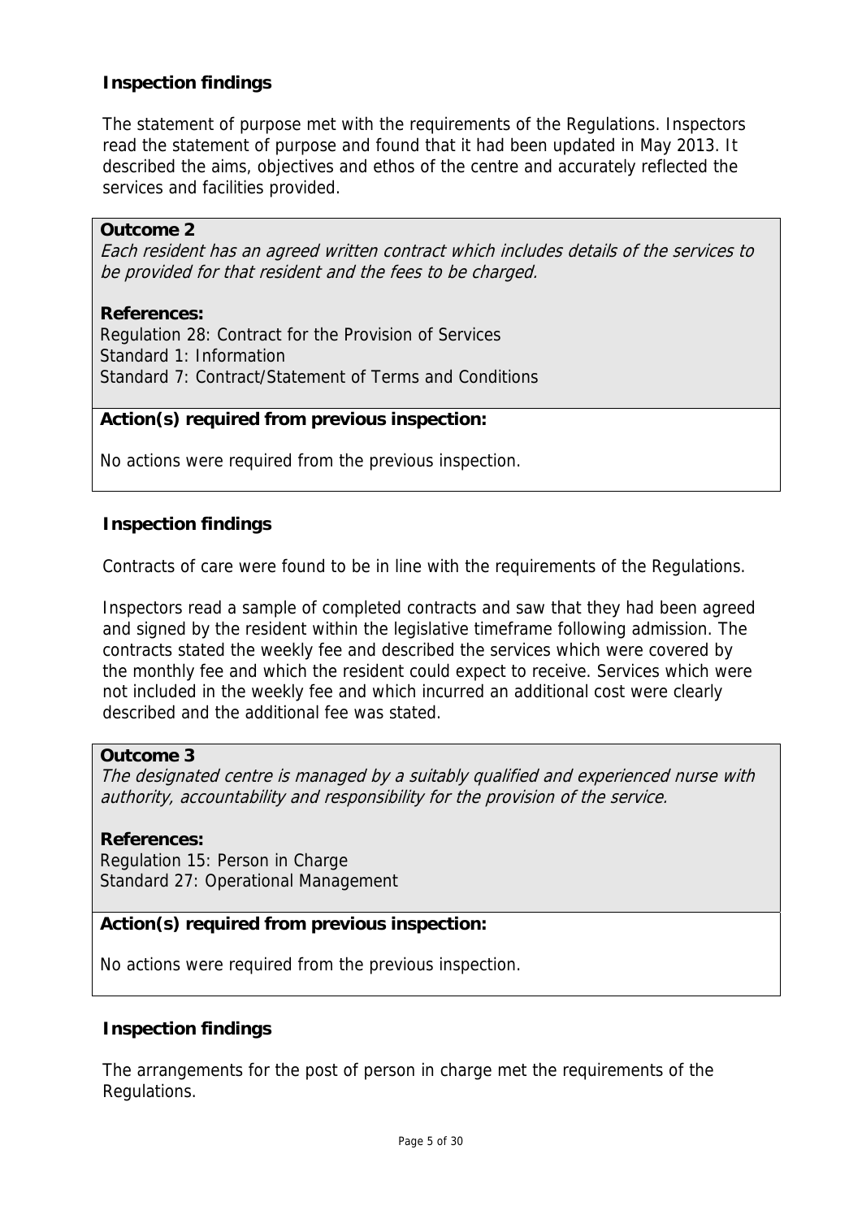**Inspection findings**

The statement of purpose met with the requirements of the Regulations. Inspectors read the statement of purpose and found that it had been updated in May 2013. It described the aims, objectives and ethos of the centre and accurately reflected the services and facilities provided.

**Outcome 2**

*Each resident has an agreed written contract which includes details of the services to be provided for that resident and the fees to be charged.*

**References:**
Regulation 28: Contract for the Provision of Services
Standard 1: Information
Standard 7: Contract/Statement of Terms and Conditions

**Action(s) required from previous inspection:**

No actions were required from the previous inspection.

**Inspection findings**

Contracts of care were found to be in line with the requirements of the Regulations.

Inspectors read a sample of completed contracts and saw that they had been agreed and signed by the resident within the legislative timeframe following admission. The contracts stated the weekly fee and described the services which were covered by the monthly fee and which the resident could expect to receive. Services which were not included in the weekly fee and which incurred an additional cost were clearly described and the additional fee was stated.

**Outcome 3**

*The designated centre is managed by a suitably qualified and experienced nurse with authority, accountability and responsibility for the provision of the service.*

**References:**
Regulation 15: Person in Charge
Standard 27: Operational Management

**Action(s) required from previous inspection:**

No actions were required from the previous inspection.

**Inspection findings**

The arrangements for the post of person in charge met the requirements of the Regulations.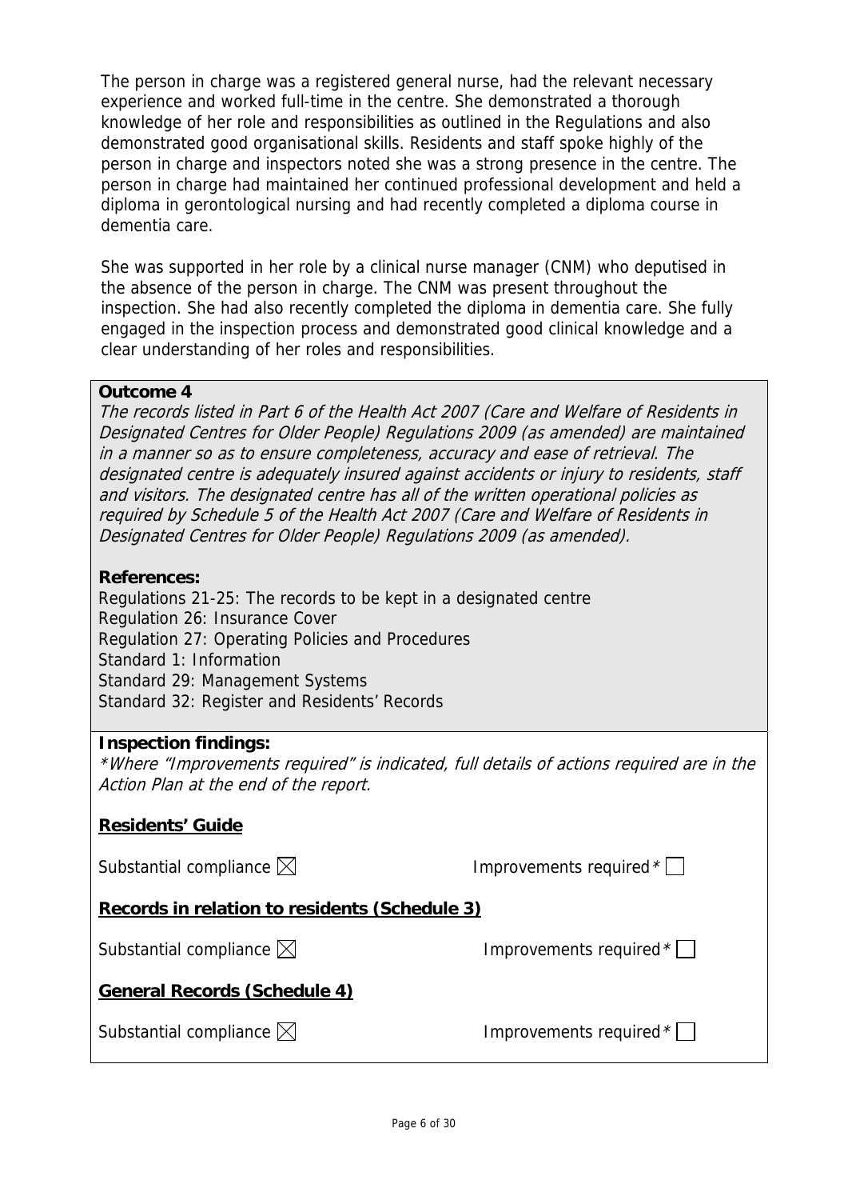The person in charge was a registered general nurse, had the relevant necessary experience and worked full-time in the centre. She demonstrated a thorough knowledge of her role and responsibilities as outlined in the Regulations and also demonstrated good organisational skills. Residents and staff spoke highly of the person in charge and inspectors noted she was a strong presence in the centre. The person in charge had maintained her continued professional development and held a diploma in gerontological nursing and had recently completed a diploma course in dementia care.

She was supported in her role by a clinical nurse manager (CNM) who deputised in the absence of the person in charge. The CNM was present throughout the inspection. She had also recently completed the diploma in dementia care. She fully engaged in the inspection process and demonstrated good clinical knowledge and a clear understanding of her roles and responsibilities.

**Outcome 4**

*The records listed in Part 6 of the Health Act 2007 (Care and Welfare of Residents in Designated Centres for Older People) Regulations 2009 (as amended) are maintained in a manner so as to ensure completeness, accuracy and ease of retrieval. The designated centre is adequately insured against accidents or injury to residents, staff and visitors. The designated centre has all of the written operational policies as required by Schedule 5 of the Health Act 2007 (Care and Welfare of Residents in Designated Centres for Older People) Regulations 2009 (as amended).*

**References:**

Regulations 21-25: The records to be kept in a designated centre
Regulation 26: Insurance Cover
Regulation 27: Operating Policies and Procedures
Standard 1: Information
Standard 29: Management Systems
Standard 32: Register and Residents' Records

**Inspection findings:**

*\*Where "Improvements required" is indicated, full details of actions required are in the Action Plan at the end of the report.*

**Residents' Guide**

Substantial compliance ☒ Improvements required* ☐

**Records in relation to residents (Schedule 3)**

Substantial compliance ☒ Improvements required* ☐

**General Records (Schedule 4)**

Substantial compliance ☒ Improvements required* ☐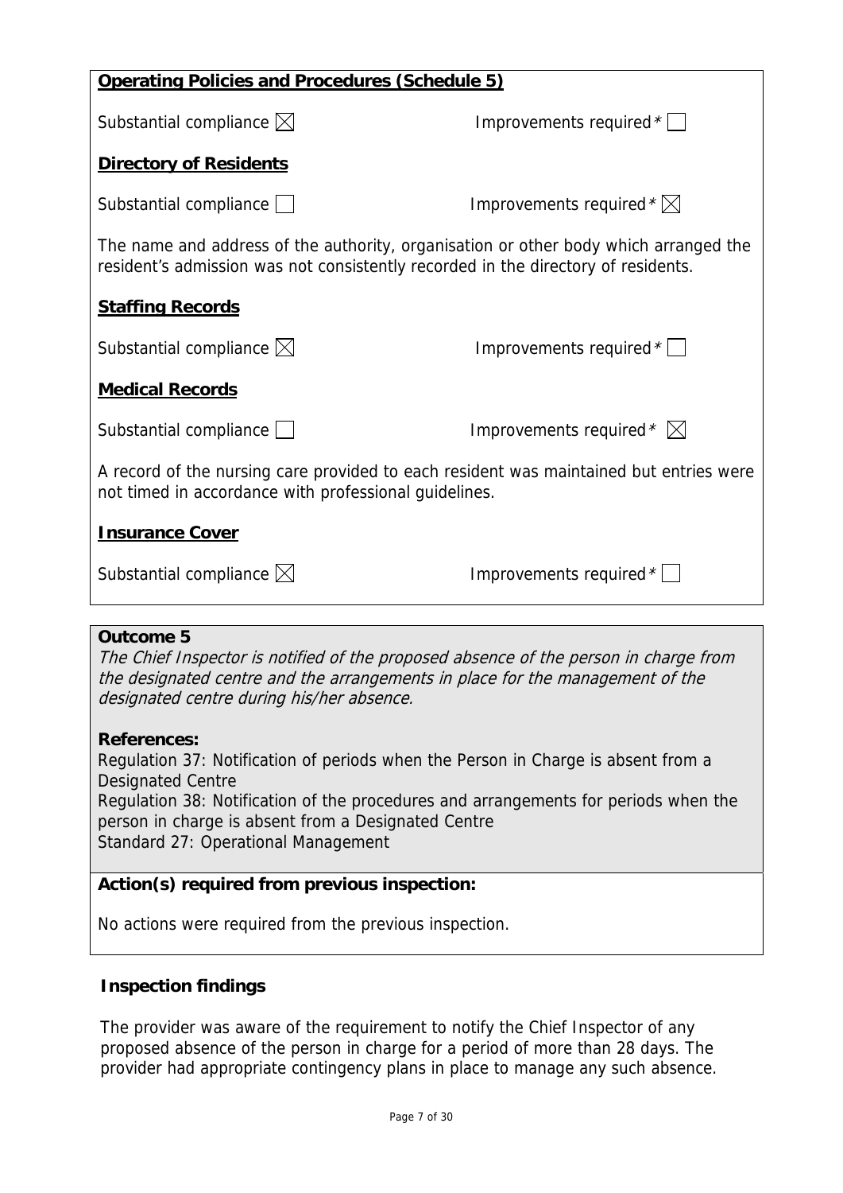**Operating Policies and Procedures (Schedule 5)**

Substantial compliance ☒ Improvements required * ☐

**Directory of Residents**

Substantial compliance ☐ Improvements required * ☒

The name and address of the authority, organisation or other body which arranged the resident's admission was not consistently recorded in the directory of residents.

**Staffing Records**

Substantial compliance ☒ Improvements required * ☐

**Medical Records**

Substantial compliance ☐ Improvements required * ☒

A record of the nursing care provided to each resident was maintained but entries were not timed in accordance with professional guidelines.

**Insurance Cover**

Substantial compliance ☒ Improvements required * ☐

**Outcome 5**

*The Chief Inspector is notified of the proposed absence of the person in charge from the designated centre and the arrangements in place for the management of the designated centre during his/her absence.*

**References:**

Regulation 37: Notification of periods when the Person in Charge is absent from a Designated Centre
Regulation 38: Notification of the procedures and arrangements for periods when the person in charge is absent from a Designated Centre
Standard 27: Operational Management

**Action(s) required from previous inspection:**

No actions were required from the previous inspection.

**Inspection findings**

The provider was aware of the requirement to notify the Chief Inspector of any proposed absence of the person in charge for a period of more than 28 days. The provider had appropriate contingency plans in place to manage any such absence.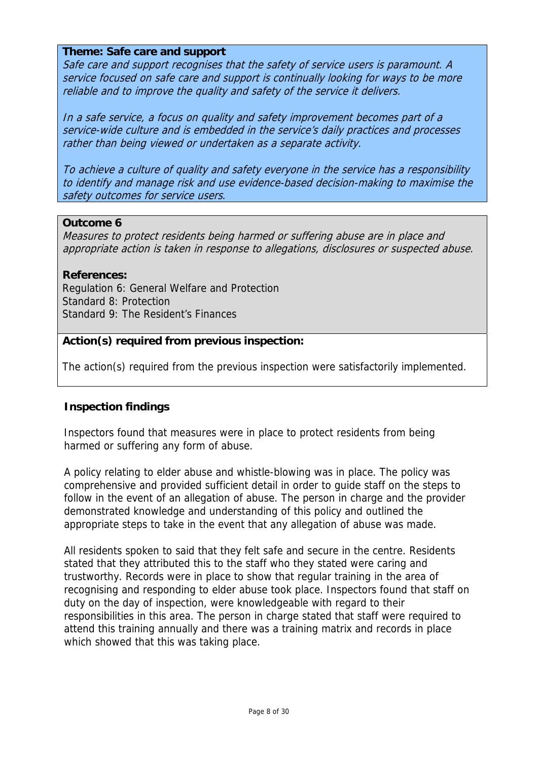**Theme: Safe care and support**

*Safe care and support recognises that the safety of service users is paramount. A service focused on safe care and support is continually looking for ways to be more reliable and to improve the quality and safety of the service it delivers.*

*In a safe service, a focus on quality and safety improvement becomes part of a service-wide culture and is embedded in the service's daily practices and processes rather than being viewed or undertaken as a separate activity.*

*To achieve a culture of quality and safety everyone in the service has a responsibility to identify and manage risk and use evidence-based decision-making to maximise the safety outcomes for service users.*

**Outcome 6**

*Measures to protect residents being harmed or suffering abuse are in place and appropriate action is taken in response to allegations, disclosures or suspected abuse.*

**References:**

Regulation 6: General Welfare and Protection
Standard 8: Protection
Standard 9: The Resident's Finances

**Action(s) required from previous inspection:**

The action(s) required from the previous inspection were satisfactorily implemented.

**Inspection findings**

Inspectors found that measures were in place to protect residents from being harmed or suffering any form of abuse.

A policy relating to elder abuse and whistle-blowing was in place. The policy was comprehensive and provided sufficient detail in order to guide staff on the steps to follow in the event of an allegation of abuse. The person in charge and the provider demonstrated knowledge and understanding of this policy and outlined the appropriate steps to take in the event that any allegation of abuse was made.

All residents spoken to said that they felt safe and secure in the centre. Residents stated that they attributed this to the staff who they stated were caring and trustworthy. Records were in place to show that regular training in the area of recognising and responding to elder abuse took place. Inspectors found that staff on duty on the day of inspection, were knowledgeable with regard to their responsibilities in this area. The person in charge stated that staff were required to attend this training annually and there was a training matrix and records in place which showed that this was taking place.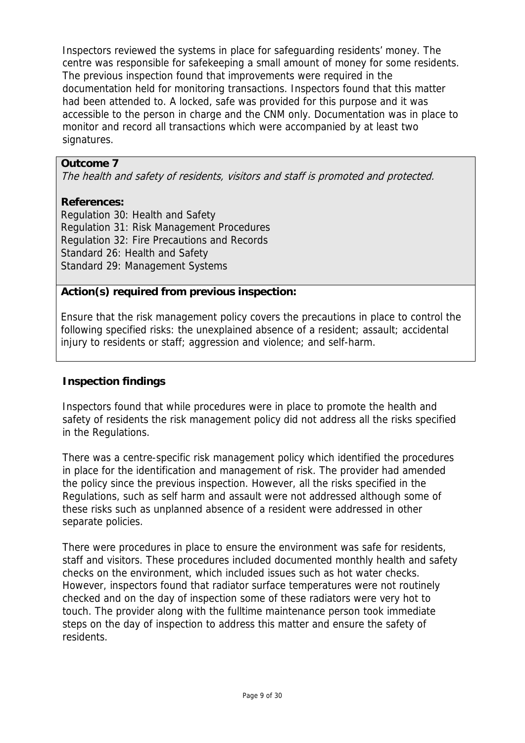Inspectors reviewed the systems in place for safeguarding residents' money. The centre was responsible for safekeeping a small amount of money for some residents. The previous inspection found that improvements were required in the documentation held for monitoring transactions. Inspectors found that this matter had been attended to. A locked, safe was provided for this purpose and it was accessible to the person in charge and the CNM only. Documentation was in place to monitor and record all transactions which were accompanied by at least two signatures.

**Outcome 7**

*The health and safety of residents, visitors and staff is promoted and protected.*

**References:**

Regulation 30: Health and Safety
Regulation 31: Risk Management Procedures
Regulation 32: Fire Precautions and Records
Standard 26: Health and Safety
Standard 29: Management Systems

**Action(s) required from previous inspection:**

Ensure that the risk management policy covers the precautions in place to control the following specified risks: the unexplained absence of a resident; assault; accidental injury to residents or staff; aggression and violence; and self-harm.

**Inspection findings**

Inspectors found that while procedures were in place to promote the health and safety of residents the risk management policy did not address all the risks specified in the Regulations.

There was a centre-specific risk management policy which identified the procedures in place for the identification and management of risk. The provider had amended the policy since the previous inspection. However, all the risks specified in the Regulations, such as self harm and assault were not addressed although some of these risks such as unplanned absence of a resident were addressed in other separate policies.

There were procedures in place to ensure the environment was safe for residents, staff and visitors. These procedures included documented monthly health and safety checks on the environment, which included issues such as hot water checks. However, inspectors found that radiator surface temperatures were not routinely checked and on the day of inspection some of these radiators were very hot to touch. The provider along with the fulltime maintenance person took immediate steps on the day of inspection to address this matter and ensure the safety of residents.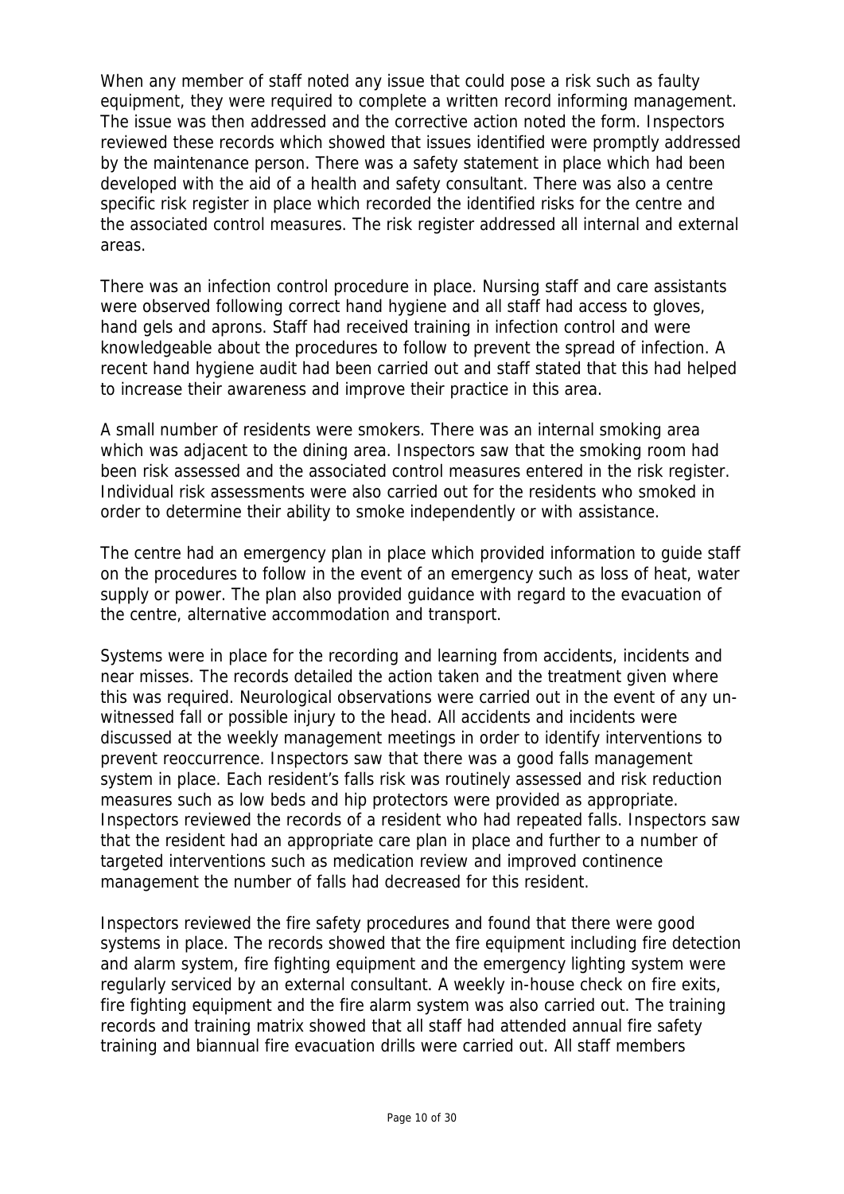When any member of staff noted any issue that could pose a risk such as faulty equipment, they were required to complete a written record informing management. The issue was then addressed and the corrective action noted the form. Inspectors reviewed these records which showed that issues identified were promptly addressed by the maintenance person. There was a safety statement in place which had been developed with the aid of a health and safety consultant. There was also a centre specific risk register in place which recorded the identified risks for the centre and the associated control measures. The risk register addressed all internal and external areas.

There was an infection control procedure in place. Nursing staff and care assistants were observed following correct hand hygiene and all staff had access to gloves, hand gels and aprons. Staff had received training in infection control and were knowledgeable about the procedures to follow to prevent the spread of infection. A recent hand hygiene audit had been carried out and staff stated that this had helped to increase their awareness and improve their practice in this area.

A small number of residents were smokers. There was an internal smoking area which was adjacent to the dining area. Inspectors saw that the smoking room had been risk assessed and the associated control measures entered in the risk register. Individual risk assessments were also carried out for the residents who smoked in order to determine their ability to smoke independently or with assistance.

The centre had an emergency plan in place which provided information to guide staff on the procedures to follow in the event of an emergency such as loss of heat, water supply or power. The plan also provided guidance with regard to the evacuation of the centre, alternative accommodation and transport.

Systems were in place for the recording and learning from accidents, incidents and near misses. The records detailed the action taken and the treatment given where this was required. Neurological observations were carried out in the event of any un-witnessed fall or possible injury to the head. All accidents and incidents were discussed at the weekly management meetings in order to identify interventions to prevent reoccurrence. Inspectors saw that there was a good falls management system in place. Each resident's falls risk was routinely assessed and risk reduction measures such as low beds and hip protectors were provided as appropriate. Inspectors reviewed the records of a resident who had repeated falls. Inspectors saw that the resident had an appropriate care plan in place and further to a number of targeted interventions such as medication review and improved continence management the number of falls had decreased for this resident.

Inspectors reviewed the fire safety procedures and found that there were good systems in place. The records showed that the fire equipment including fire detection and alarm system, fire fighting equipment and the emergency lighting system were regularly serviced by an external consultant. A weekly in-house check on fire exits, fire fighting equipment and the fire alarm system was also carried out. The training records and training matrix showed that all staff had attended annual fire safety training and biannual fire evacuation drills were carried out. All staff members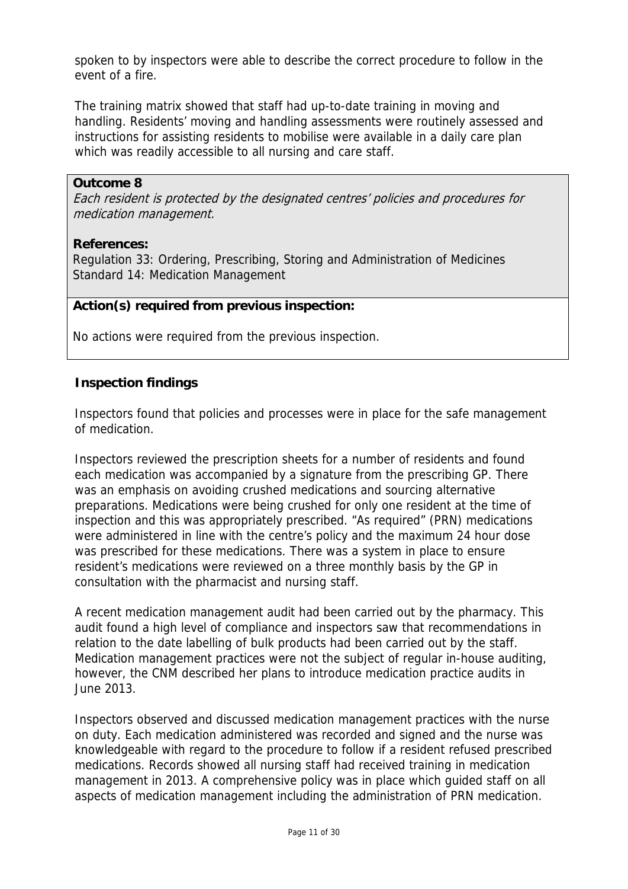spoken to by inspectors were able to describe the correct procedure to follow in the event of a fire.

The training matrix showed that staff had up-to-date training in moving and handling. Residents' moving and handling assessments were routinely assessed and instructions for assisting residents to mobilise were available in a daily care plan which was readily accessible to all nursing and care staff.

**Outcome 8**

*Each resident is protected by the designated centres' policies and procedures for medication management.*

**References:**

Regulation 33: Ordering, Prescribing, Storing and Administration of Medicines
Standard 14: Medication Management

**Action(s) required from previous inspection:**

No actions were required from the previous inspection.

**Inspection findings**

Inspectors found that policies and processes were in place for the safe management of medication.

Inspectors reviewed the prescription sheets for a number of residents and found each medication was accompanied by a signature from the prescribing GP. There was an emphasis on avoiding crushed medications and sourcing alternative preparations. Medications were being crushed for only one resident at the time of inspection and this was appropriately prescribed. "As required" (PRN) medications were administered in line with the centre's policy and the maximum 24 hour dose was prescribed for these medications. There was a system in place to ensure resident's medications were reviewed on a three monthly basis by the GP in consultation with the pharmacist and nursing staff.

A recent medication management audit had been carried out by the pharmacy. This audit found a high level of compliance and inspectors saw that recommendations in relation to the date labelling of bulk products had been carried out by the staff. Medication management practices were not the subject of regular in-house auditing, however, the CNM described her plans to introduce medication practice audits in June 2013.

Inspectors observed and discussed medication management practices with the nurse on duty. Each medication administered was recorded and signed and the nurse was knowledgeable with regard to the procedure to follow if a resident refused prescribed medications. Records showed all nursing staff had received training in medication management in 2013. A comprehensive policy was in place which guided staff on all aspects of medication management including the administration of PRN medication.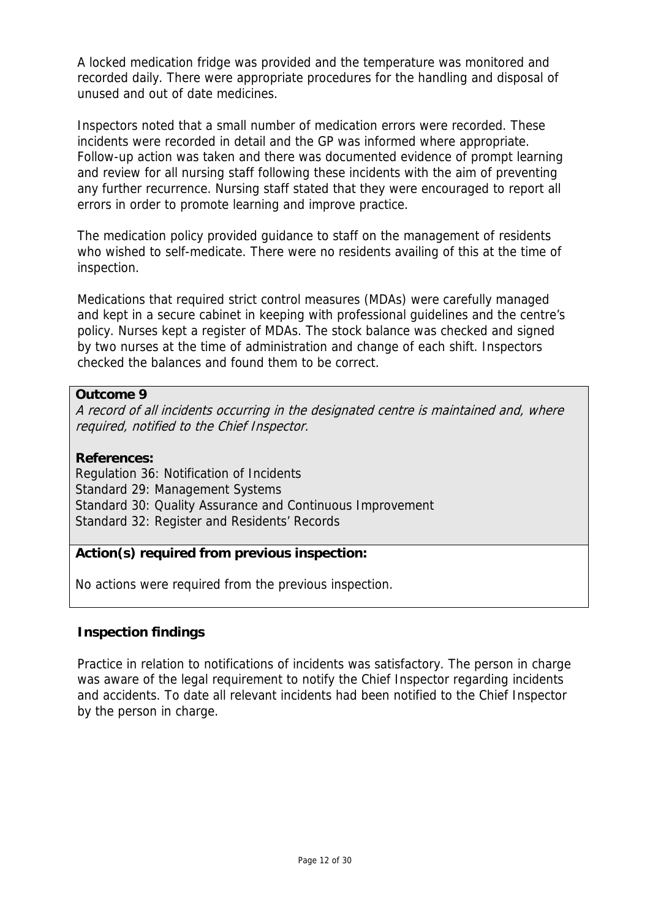A locked medication fridge was provided and the temperature was monitored and recorded daily. There were appropriate procedures for the handling and disposal of unused and out of date medicines.

Inspectors noted that a small number of medication errors were recorded. These incidents were recorded in detail and the GP was informed where appropriate. Follow-up action was taken and there was documented evidence of prompt learning and review for all nursing staff following these incidents with the aim of preventing any further recurrence. Nursing staff stated that they were encouraged to report all errors in order to promote learning and improve practice.

The medication policy provided guidance to staff on the management of residents who wished to self-medicate. There were no residents availing of this at the time of inspection.

Medications that required strict control measures (MDAs) were carefully managed and kept in a secure cabinet in keeping with professional guidelines and the centre's policy. Nurses kept a register of MDAs. The stock balance was checked and signed by two nurses at the time of administration and change of each shift. Inspectors checked the balances and found them to be correct.

**Outcome 9**

*A record of all incidents occurring in the designated centre is maintained and, where required, notified to the Chief Inspector.*

**References:**

Regulation 36: Notification of Incidents
Standard 29: Management Systems
Standard 30: Quality Assurance and Continuous Improvement
Standard 32: Register and Residents' Records

**Action(s) required from previous inspection:**

No actions were required from the previous inspection.

**Inspection findings**

Practice in relation to notifications of incidents was satisfactory. The person in charge was aware of the legal requirement to notify the Chief Inspector regarding incidents and accidents. To date all relevant incidents had been notified to the Chief Inspector by the person in charge.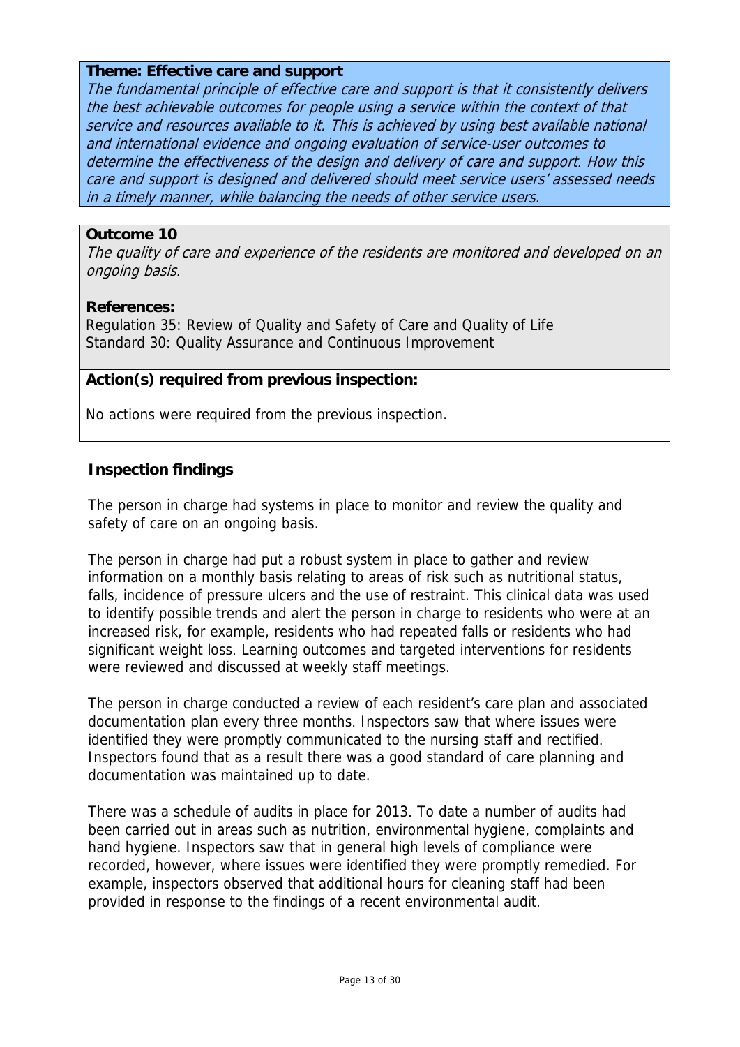**Theme: Effective care and support**

*The fundamental principle of effective care and support is that it consistently delivers the best achievable outcomes for people using a service within the context of that service and resources available to it. This is achieved by using best available national and international evidence and ongoing evaluation of service-user outcomes to determine the effectiveness of the design and delivery of care and support. How this care and support is designed and delivered should meet service users' assessed needs in a timely manner, while balancing the needs of other service users.*

**Outcome 10**

*The quality of care and experience of the residents are monitored and developed on an ongoing basis.*

**References:**

Regulation 35: Review of Quality and Safety of Care and Quality of Life
Standard 30: Quality Assurance and Continuous Improvement

**Action(s) required from previous inspection:**

No actions were required from the previous inspection.

**Inspection findings**

The person in charge had systems in place to monitor and review the quality and safety of care on an ongoing basis.

The person in charge had put a robust system in place to gather and review information on a monthly basis relating to areas of risk such as nutritional status, falls, incidence of pressure ulcers and the use of restraint. This clinical data was used to identify possible trends and alert the person in charge to residents who were at an increased risk, for example, residents who had repeated falls or residents who had significant weight loss. Learning outcomes and targeted interventions for residents were reviewed and discussed at weekly staff meetings.

The person in charge conducted a review of each resident's care plan and associated documentation plan every three months. Inspectors saw that where issues were identified they were promptly communicated to the nursing staff and rectified. Inspectors found that as a result there was a good standard of care planning and documentation was maintained up to date.

There was a schedule of audits in place for 2013. To date a number of audits had been carried out in areas such as nutrition, environmental hygiene, complaints and hand hygiene. Inspectors saw that in general high levels of compliance were recorded, however, where issues were identified they were promptly remedied. For example, inspectors observed that additional hours for cleaning staff had been provided in response to the findings of a recent environmental audit.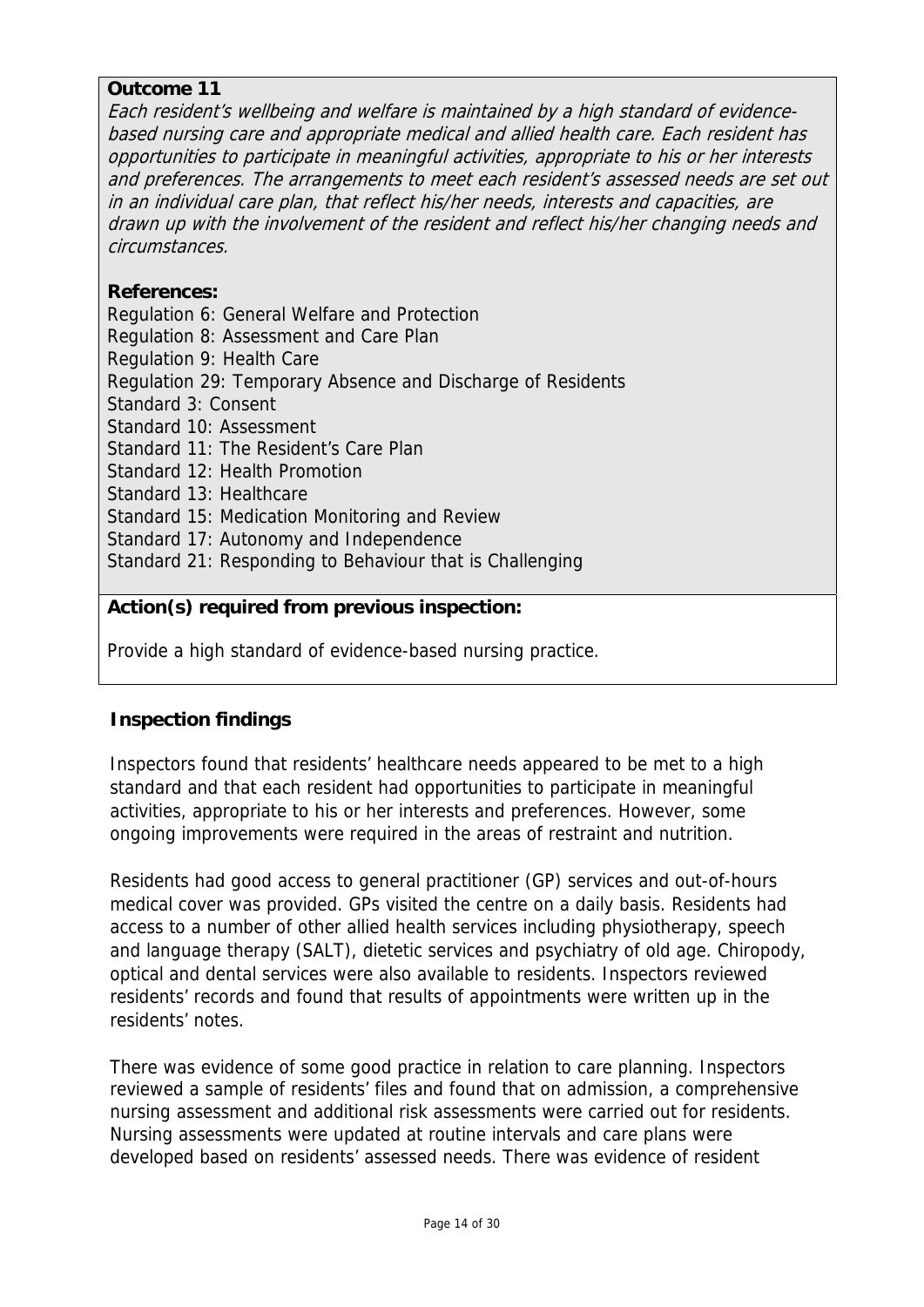**Outcome 11**

*Each resident's wellbeing and welfare is maintained by a high standard of evidence-based nursing care and appropriate medical and allied health care. Each resident has opportunities to participate in meaningful activities, appropriate to his or her interests and preferences. The arrangements to meet each resident's assessed needs are set out in an individual care plan, that reflect his/her needs, interests and capacities, are drawn up with the involvement of the resident and reflect his/her changing needs and circumstances.*

**References:**

Regulation 6: General Welfare and Protection
Regulation 8: Assessment and Care Plan
Regulation 9: Health Care
Regulation 29: Temporary Absence and Discharge of Residents
Standard 3: Consent
Standard 10: Assessment
Standard 11: The Resident's Care Plan
Standard 12: Health Promotion
Standard 13: Healthcare
Standard 15: Medication Monitoring and Review
Standard 17: Autonomy and Independence
Standard 21: Responding to Behaviour that is Challenging

**Action(s) required from previous inspection:**

Provide a high standard of evidence-based nursing practice.

**Inspection findings**

Inspectors found that residents' healthcare needs appeared to be met to a high standard and that each resident had opportunities to participate in meaningful activities, appropriate to his or her interests and preferences. However, some ongoing improvements were required in the areas of restraint and nutrition.

Residents had good access to general practitioner (GP) services and out-of-hours medical cover was provided. GPs visited the centre on a daily basis. Residents had access to a number of other allied health services including physiotherapy, speech and language therapy (SALT), dietetic services and psychiatry of old age. Chiropody, optical and dental services were also available to residents. Inspectors reviewed residents' records and found that results of appointments were written up in the residents' notes.

There was evidence of some good practice in relation to care planning. Inspectors reviewed a sample of residents' files and found that on admission, a comprehensive nursing assessment and additional risk assessments were carried out for residents. Nursing assessments were updated at routine intervals and care plans were developed based on residents' assessed needs. There was evidence of resident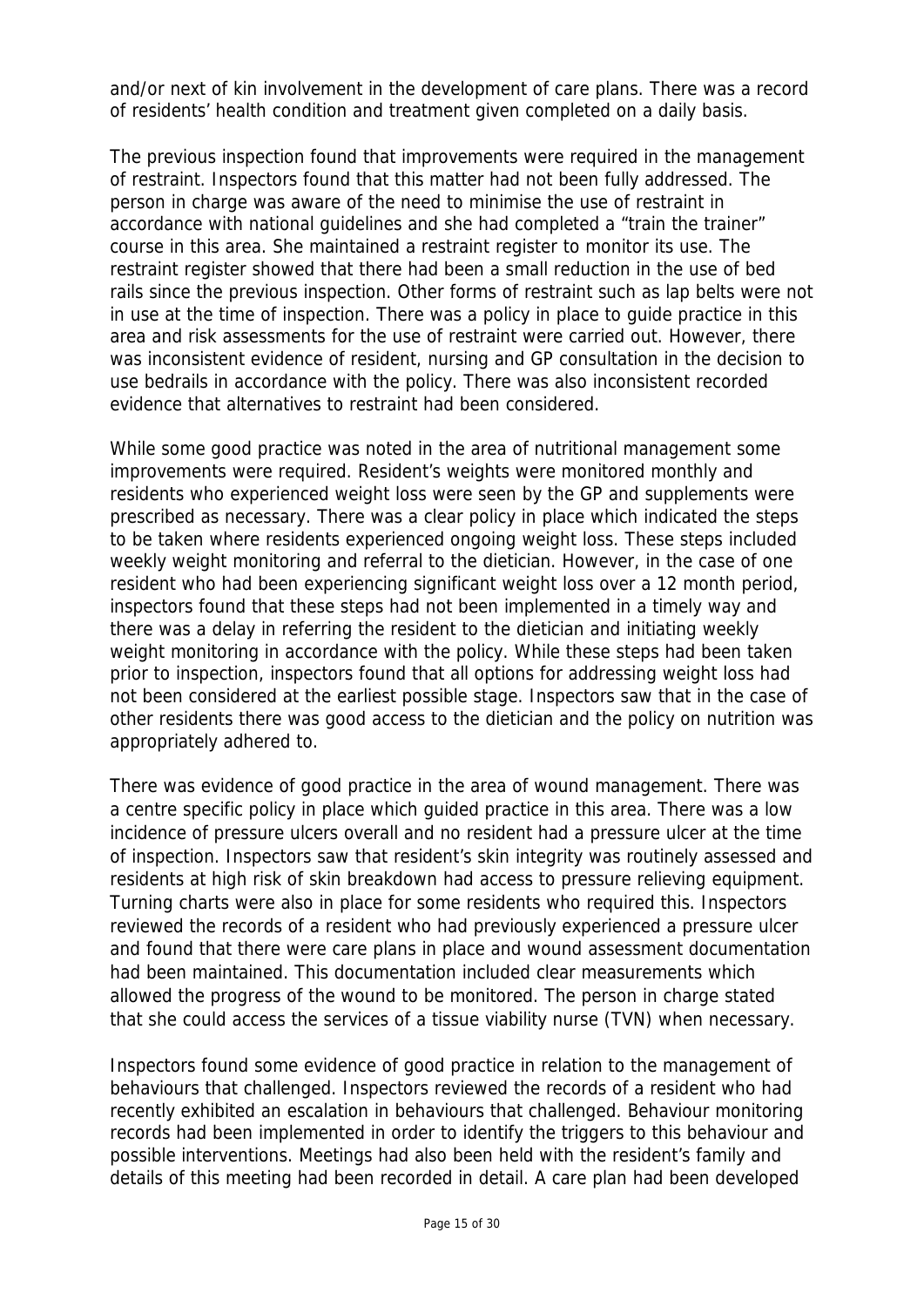and/or next of kin involvement in the development of care plans. There was a record of residents' health condition and treatment given completed on a daily basis.

The previous inspection found that improvements were required in the management of restraint. Inspectors found that this matter had not been fully addressed. The person in charge was aware of the need to minimise the use of restraint in accordance with national guidelines and she had completed a "train the trainer" course in this area. She maintained a restraint register to monitor its use. The restraint register showed that there had been a small reduction in the use of bed rails since the previous inspection. Other forms of restraint such as lap belts were not in use at the time of inspection. There was a policy in place to guide practice in this area and risk assessments for the use of restraint were carried out. However, there was inconsistent evidence of resident, nursing and GP consultation in the decision to use bedrails in accordance with the policy. There was also inconsistent recorded evidence that alternatives to restraint had been considered.

While some good practice was noted in the area of nutritional management some improvements were required. Resident's weights were monitored monthly and residents who experienced weight loss were seen by the GP and supplements were prescribed as necessary. There was a clear policy in place which indicated the steps to be taken where residents experienced ongoing weight loss. These steps included weekly weight monitoring and referral to the dietician. However, in the case of one resident who had been experiencing significant weight loss over a 12 month period, inspectors found that these steps had not been implemented in a timely way and there was a delay in referring the resident to the dietician and initiating weekly weight monitoring in accordance with the policy. While these steps had been taken prior to inspection, inspectors found that all options for addressing weight loss had not been considered at the earliest possible stage. Inspectors saw that in the case of other residents there was good access to the dietician and the policy on nutrition was appropriately adhered to.

There was evidence of good practice in the area of wound management. There was a centre specific policy in place which guided practice in this area. There was a low incidence of pressure ulcers overall and no resident had a pressure ulcer at the time of inspection. Inspectors saw that resident's skin integrity was routinely assessed and residents at high risk of skin breakdown had access to pressure relieving equipment. Turning charts were also in place for some residents who required this. Inspectors reviewed the records of a resident who had previously experienced a pressure ulcer and found that there were care plans in place and wound assessment documentation had been maintained. This documentation included clear measurements which allowed the progress of the wound to be monitored. The person in charge stated that she could access the services of a tissue viability nurse (TVN) when necessary.

Inspectors found some evidence of good practice in relation to the management of behaviours that challenged. Inspectors reviewed the records of a resident who had recently exhibited an escalation in behaviours that challenged. Behaviour monitoring records had been implemented in order to identify the triggers to this behaviour and possible interventions. Meetings had also been held with the resident's family and details of this meeting had been recorded in detail. A care plan had been developed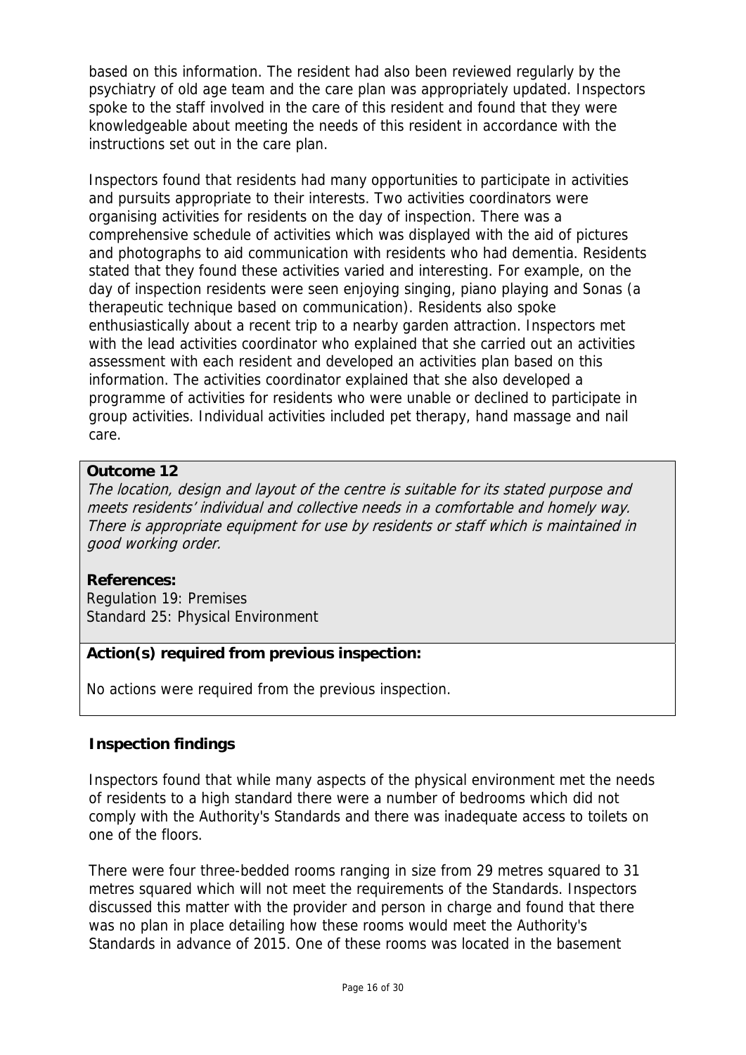based on this information. The resident had also been reviewed regularly by the psychiatry of old age team and the care plan was appropriately updated. Inspectors spoke to the staff involved in the care of this resident and found that they were knowledgeable about meeting the needs of this resident in accordance with the instructions set out in the care plan.

Inspectors found that residents had many opportunities to participate in activities and pursuits appropriate to their interests. Two activities coordinators were organising activities for residents on the day of inspection. There was a comprehensive schedule of activities which was displayed with the aid of pictures and photographs to aid communication with residents who had dementia. Residents stated that they found these activities varied and interesting. For example, on the day of inspection residents were seen enjoying singing, piano playing and Sonas (a therapeutic technique based on communication). Residents also spoke enthusiastically about a recent trip to a nearby garden attraction. Inspectors met with the lead activities coordinator who explained that she carried out an activities assessment with each resident and developed an activities plan based on this information. The activities coordinator explained that she also developed a programme of activities for residents who were unable or declined to participate in group activities. Individual activities included pet therapy, hand massage and nail care.

**Outcome 12**

*The location, design and layout of the centre is suitable for its stated purpose and meets residents' individual and collective needs in a comfortable and homely way. There is appropriate equipment for use by residents or staff which is maintained in good working order.*

**References:**
Regulation 19: Premises
Standard 25: Physical Environment

**Action(s) required from previous inspection:**

No actions were required from the previous inspection.

**Inspection findings**

Inspectors found that while many aspects of the physical environment met the needs of residents to a high standard there were a number of bedrooms which did not comply with the Authority's Standards and there was inadequate access to toilets on one of the floors.

There were four three-bedded rooms ranging in size from 29 metres squared to 31 metres squared which will not meet the requirements of the Standards. Inspectors discussed this matter with the provider and person in charge and found that there was no plan in place detailing how these rooms would meet the Authority's Standards in advance of 2015. One of these rooms was located in the basement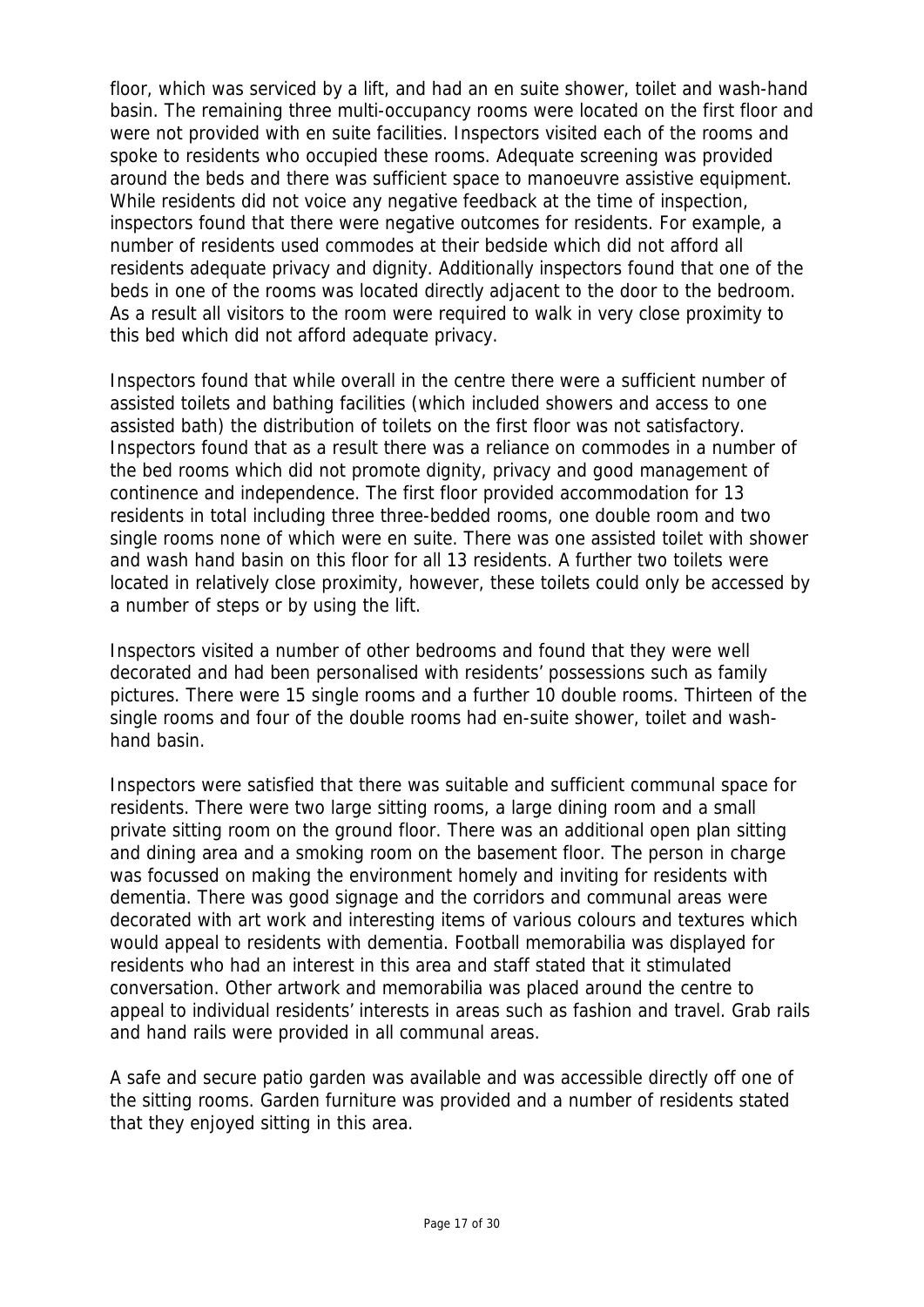floor, which was serviced by a lift, and had an en suite shower, toilet and wash-hand basin. The remaining three multi-occupancy rooms were located on the first floor and were not provided with en suite facilities. Inspectors visited each of the rooms and spoke to residents who occupied these rooms. Adequate screening was provided around the beds and there was sufficient space to manoeuvre assistive equipment. While residents did not voice any negative feedback at the time of inspection, inspectors found that there were negative outcomes for residents. For example, a number of residents used commodes at their bedside which did not afford all residents adequate privacy and dignity. Additionally inspectors found that one of the beds in one of the rooms was located directly adjacent to the door to the bedroom. As a result all visitors to the room were required to walk in very close proximity to this bed which did not afford adequate privacy.

Inspectors found that while overall in the centre there were a sufficient number of assisted toilets and bathing facilities (which included showers and access to one assisted bath) the distribution of toilets on the first floor was not satisfactory. Inspectors found that as a result there was a reliance on commodes in a number of the bed rooms which did not promote dignity, privacy and good management of continence and independence. The first floor provided accommodation for 13 residents in total including three three-bedded rooms, one double room and two single rooms none of which were en suite. There was one assisted toilet with shower and wash hand basin on this floor for all 13 residents. A further two toilets were located in relatively close proximity, however, these toilets could only be accessed by a number of steps or by using the lift.

Inspectors visited a number of other bedrooms and found that they were well decorated and had been personalised with residents' possessions such as family pictures. There were 15 single rooms and a further 10 double rooms. Thirteen of the single rooms and four of the double rooms had en-suite shower, toilet and wash-hand basin.

Inspectors were satisfied that there was suitable and sufficient communal space for residents. There were two large sitting rooms, a large dining room and a small private sitting room on the ground floor. There was an additional open plan sitting and dining area and a smoking room on the basement floor. The person in charge was focussed on making the environment homely and inviting for residents with dementia. There was good signage and the corridors and communal areas were decorated with art work and interesting items of various colours and textures which would appeal to residents with dementia. Football memorabilia was displayed for residents who had an interest in this area and staff stated that it stimulated conversation. Other artwork and memorabilia was placed around the centre to appeal to individual residents' interests in areas such as fashion and travel. Grab rails and hand rails were provided in all communal areas.

A safe and secure patio garden was available and was accessible directly off one of the sitting rooms. Garden furniture was provided and a number of residents stated that they enjoyed sitting in this area.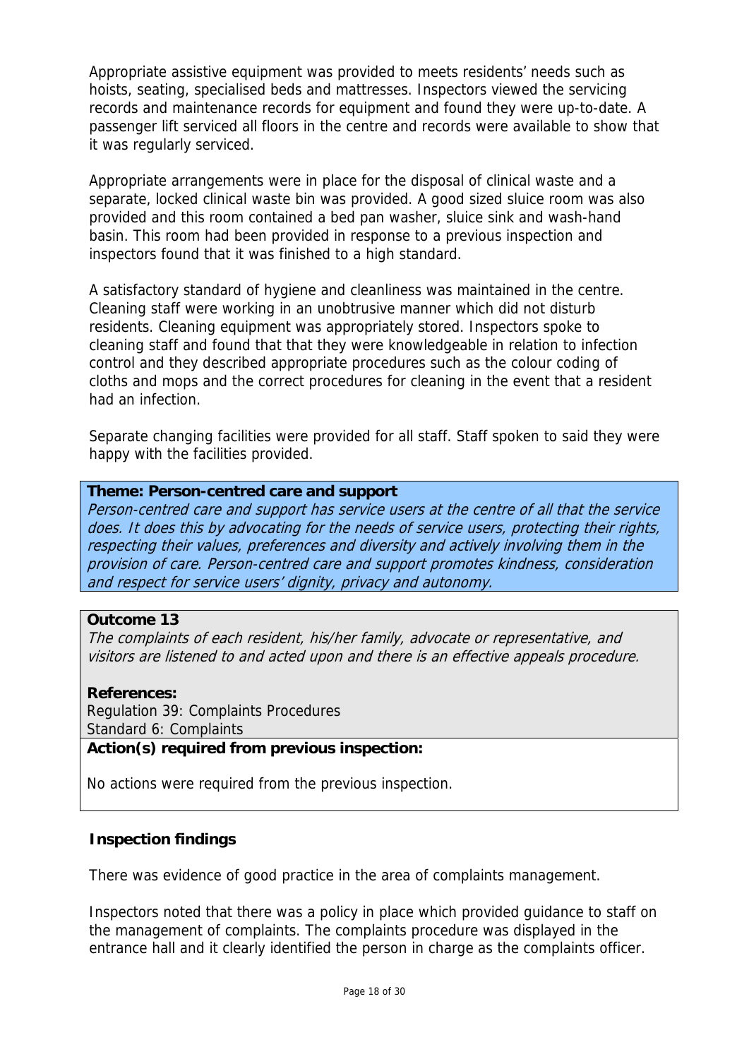Appropriate assistive equipment was provided to meets residents' needs such as hoists, seating, specialised beds and mattresses. Inspectors viewed the servicing records and maintenance records for equipment and found they were up-to-date. A passenger lift serviced all floors in the centre and records were available to show that it was regularly serviced.

Appropriate arrangements were in place for the disposal of clinical waste and a separate, locked clinical waste bin was provided. A good sized sluice room was also provided and this room contained a bed pan washer, sluice sink and wash-hand basin. This room had been provided in response to a previous inspection and inspectors found that it was finished to a high standard.

A satisfactory standard of hygiene and cleanliness was maintained in the centre. Cleaning staff were working in an unobtrusive manner which did not disturb residents. Cleaning equipment was appropriately stored. Inspectors spoke to cleaning staff and found that that they were knowledgeable in relation to infection control and they described appropriate procedures such as the colour coding of cloths and mops and the correct procedures for cleaning in the event that a resident had an infection.

Separate changing facilities were provided for all staff. Staff spoken to said they were happy with the facilities provided.

**Theme: Person-centred care and support**

*Person-centred care and support has service users at the centre of all that the service does. It does this by advocating for the needs of service users, protecting their rights, respecting their values, preferences and diversity and actively involving them in the provision of care. Person-centred care and support promotes kindness, consideration and respect for service users' dignity, privacy and autonomy.*

**Outcome 13**

*The complaints of each resident, his/her family, advocate or representative, and visitors are listened to and acted upon and there is an effective appeals procedure.*

**References:**
Regulation 39: Complaints Procedures
Standard 6: Complaints

**Action(s) required from previous inspection:**

No actions were required from the previous inspection.

**Inspection findings**

There was evidence of good practice in the area of complaints management.

Inspectors noted that there was a policy in place which provided guidance to staff on the management of complaints. The complaints procedure was displayed in the entrance hall and it clearly identified the person in charge as the complaints officer.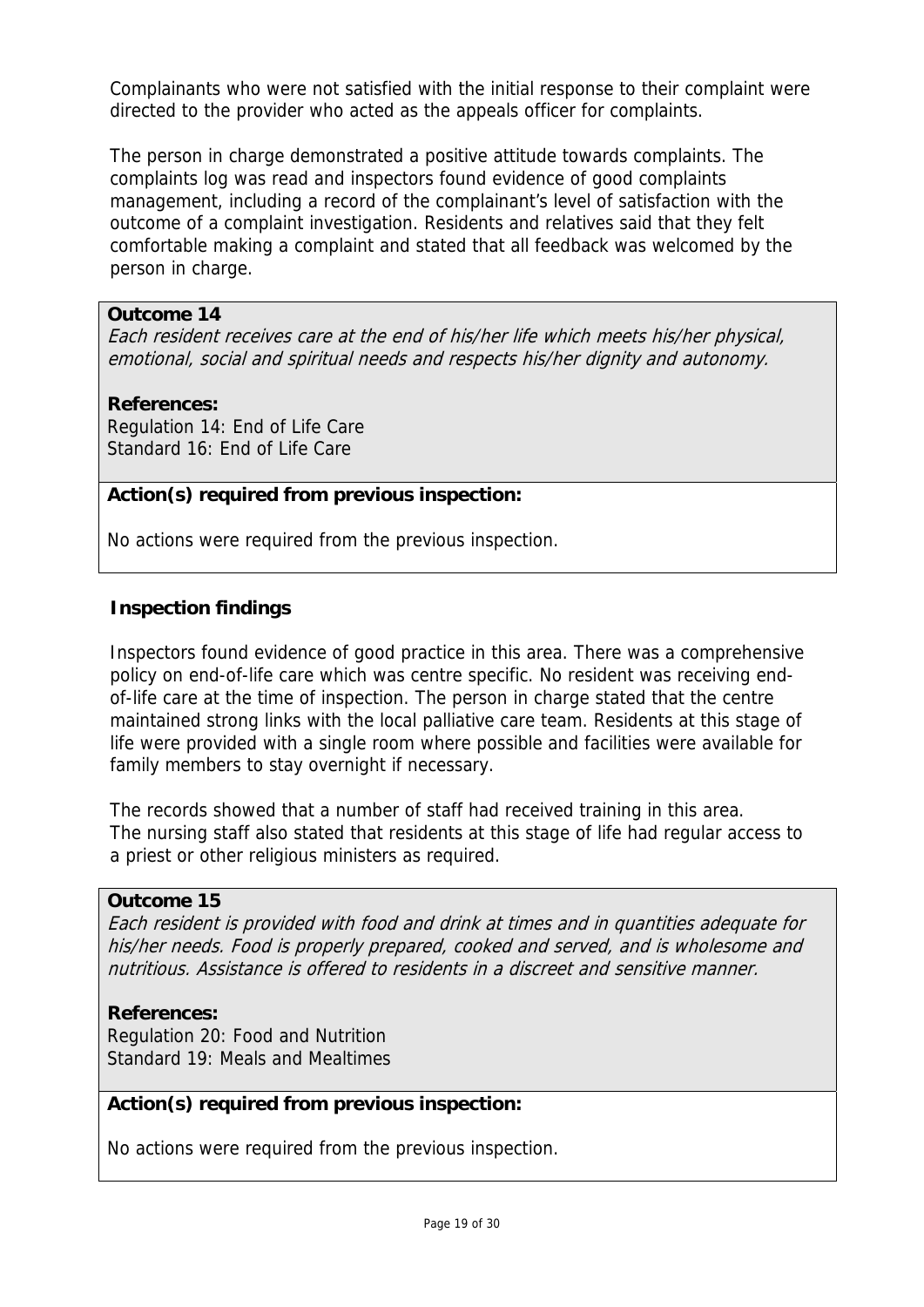Complainants who were not satisfied with the initial response to their complaint were directed to the provider who acted as the appeals officer for complaints.

The person in charge demonstrated a positive attitude towards complaints. The complaints log was read and inspectors found evidence of good complaints management, including a record of the complainant's level of satisfaction with the outcome of a complaint investigation. Residents and relatives said that they felt comfortable making a complaint and stated that all feedback was welcomed by the person in charge.

**Outcome 14**
*Each resident receives care at the end of his/her life which meets his/her physical, emotional, social and spiritual needs and respects his/her dignity and autonomy.*

**References:**
Regulation 14: End of Life Care
Standard 16: End of Life Care

**Action(s) required from previous inspection:**

No actions were required from the previous inspection.

**Inspection findings**

Inspectors found evidence of good practice in this area. There was a comprehensive policy on end-of-life care which was centre specific. No resident was receiving end-of-life care at the time of inspection. The person in charge stated that the centre maintained strong links with the local palliative care team. Residents at this stage of life were provided with a single room where possible and facilities were available for family members to stay overnight if necessary.

The records showed that a number of staff had received training in this area. The nursing staff also stated that residents at this stage of life had regular access to a priest or other religious ministers as required.

**Outcome 15**
*Each resident is provided with food and drink at times and in quantities adequate for his/her needs. Food is properly prepared, cooked and served, and is wholesome and nutritious. Assistance is offered to residents in a discreet and sensitive manner.*

**References:**
Regulation 20: Food and Nutrition
Standard 19: Meals and Mealtimes

**Action(s) required from previous inspection:**

No actions were required from the previous inspection.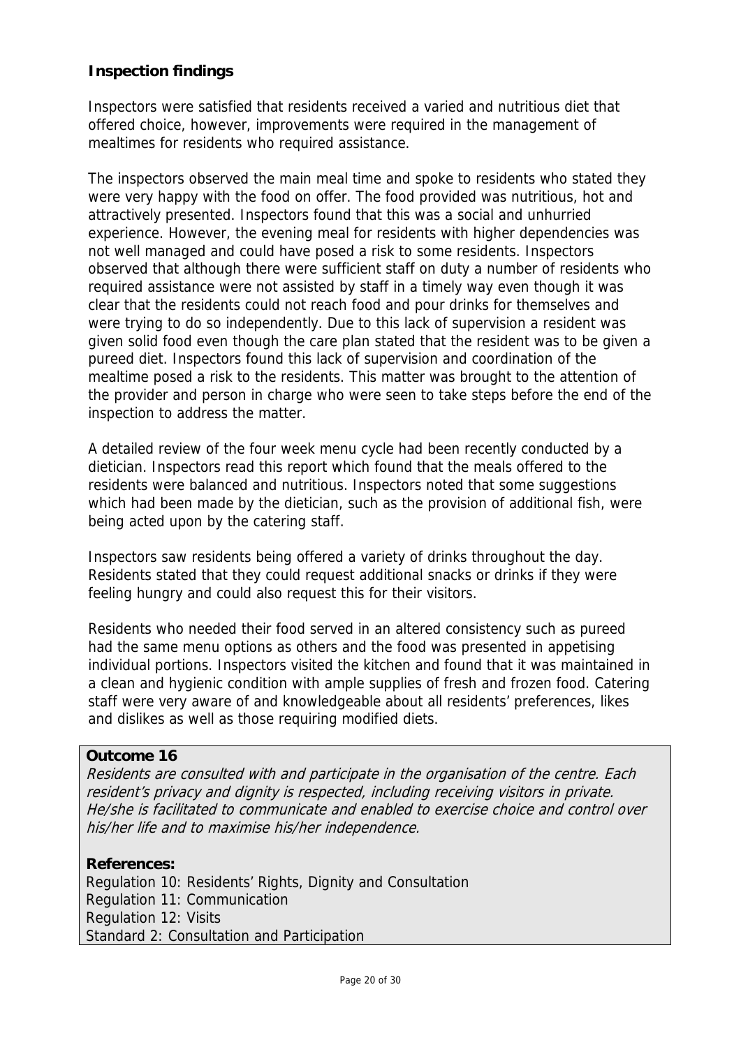**Inspection findings**

Inspectors were satisfied that residents received a varied and nutritious diet that offered choice, however, improvements were required in the management of mealtimes for residents who required assistance.

The inspectors observed the main meal time and spoke to residents who stated they were very happy with the food on offer. The food provided was nutritious, hot and attractively presented. Inspectors found that this was a social and unhurried experience. However, the evening meal for residents with higher dependencies was not well managed and could have posed a risk to some residents. Inspectors observed that although there were sufficient staff on duty a number of residents who required assistance were not assisted by staff in a timely way even though it was clear that the residents could not reach food and pour drinks for themselves and were trying to do so independently. Due to this lack of supervision a resident was given solid food even though the care plan stated that the resident was to be given a pureed diet. Inspectors found this lack of supervision and coordination of the mealtime posed a risk to the residents. This matter was brought to the attention of the provider and person in charge who were seen to take steps before the end of the inspection to address the matter.

A detailed review of the four week menu cycle had been recently conducted by a dietician. Inspectors read this report which found that the meals offered to the residents were balanced and nutritious. Inspectors noted that some suggestions which had been made by the dietician, such as the provision of additional fish, were being acted upon by the catering staff.

Inspectors saw residents being offered a variety of drinks throughout the day. Residents stated that they could request additional snacks or drinks if they were feeling hungry and could also request this for their visitors.

Residents who needed their food served in an altered consistency such as pureed had the same menu options as others and the food was presented in appetising individual portions. Inspectors visited the kitchen and found that it was maintained in a clean and hygienic condition with ample supplies of fresh and frozen food. Catering staff were very aware of and knowledgeable about all residents' preferences, likes and dislikes as well as those requiring modified diets.

**Outcome 16**

*Residents are consulted with and participate in the organisation of the centre. Each resident's privacy and dignity is respected, including receiving visitors in private. He/she is facilitated to communicate and enabled to exercise choice and control over his/her life and to maximise his/her independence.*

**References:**

Regulation 10: Residents' Rights, Dignity and Consultation
Regulation 11: Communication
Regulation 12: Visits
Standard 2: Consultation and Participation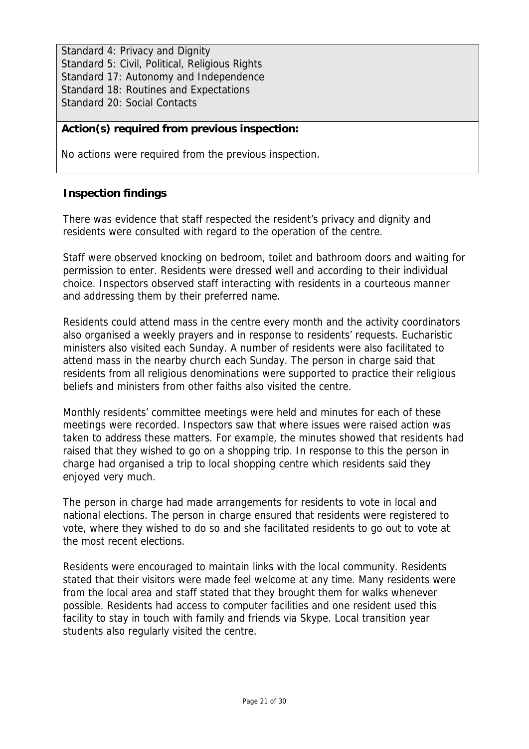Standard 4: Privacy and Dignity
Standard 5: Civil, Political, Religious Rights
Standard 17: Autonomy and Independence
Standard 18: Routines and Expectations
Standard 20: Social Contacts

**Action(s) required from previous inspection:**

No actions were required from the previous inspection.

**Inspection findings**

There was evidence that staff respected the resident's privacy and dignity and residents were consulted with regard to the operation of the centre.

Staff were observed knocking on bedroom, toilet and bathroom doors and waiting for permission to enter. Residents were dressed well and according to their individual choice. Inspectors observed staff interacting with residents in a courteous manner and addressing them by their preferred name.

Residents could attend mass in the centre every month and the activity coordinators also organised a weekly prayers and in response to residents' requests. Eucharistic ministers also visited each Sunday. A number of residents were also facilitated to attend mass in the nearby church each Sunday. The person in charge said that residents from all religious denominations were supported to practice their religious beliefs and ministers from other faiths also visited the centre.

Monthly residents' committee meetings were held and minutes for each of these meetings were recorded. Inspectors saw that where issues were raised action was taken to address these matters. For example, the minutes showed that residents had raised that they wished to go on a shopping trip. In response to this the person in charge had organised a trip to local shopping centre which residents said they enjoyed very much.

The person in charge had made arrangements for residents to vote in local and national elections. The person in charge ensured that residents were registered to vote, where they wished to do so and she facilitated residents to go out to vote at the most recent elections.

Residents were encouraged to maintain links with the local community. Residents stated that their visitors were made feel welcome at any time. Many residents were from the local area and staff stated that they brought them for walks whenever possible. Residents had access to computer facilities and one resident used this facility to stay in touch with family and friends via Skype. Local transition year students also regularly visited the centre.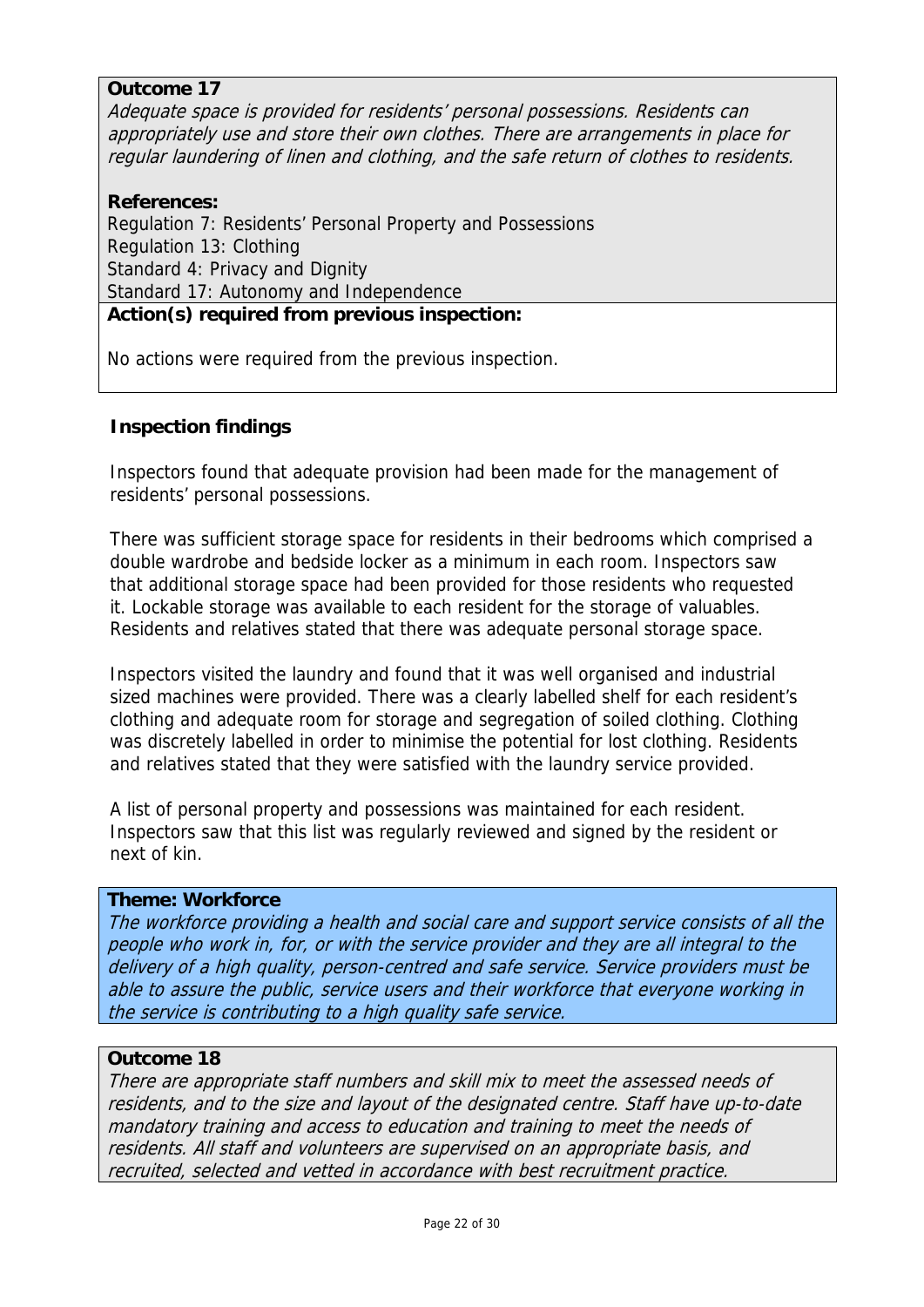**Outcome 17**

*Adequate space is provided for residents' personal possessions. Residents can appropriately use and store their own clothes. There are arrangements in place for regular laundering of linen and clothing, and the safe return of clothes to residents.*

**References:**

Regulation 7: Residents' Personal Property and Possessions
Regulation 13: Clothing
Standard 4: Privacy and Dignity
Standard 17: Autonomy and Independence

**Action(s) required from previous inspection:**

No actions were required from the previous inspection.

**Inspection findings**

Inspectors found that adequate provision had been made for the management of residents' personal possessions.

There was sufficient storage space for residents in their bedrooms which comprised a double wardrobe and bedside locker as a minimum in each room. Inspectors saw that additional storage space had been provided for those residents who requested it. Lockable storage was available to each resident for the storage of valuables. Residents and relatives stated that there was adequate personal storage space.

Inspectors visited the laundry and found that it was well organised and industrial sized machines were provided. There was a clearly labelled shelf for each resident's clothing and adequate room for storage and segregation of soiled clothing. Clothing was discretely labelled in order to minimise the potential for lost clothing. Residents and relatives stated that they were satisfied with the laundry service provided.

A list of personal property and possessions was maintained for each resident. Inspectors saw that this list was regularly reviewed and signed by the resident or next of kin.

**Theme: Workforce**

*The workforce providing a health and social care and support service consists of all the people who work in, for, or with the service provider and they are all integral to the delivery of a high quality, person-centred and safe service. Service providers must be able to assure the public, service users and their workforce that everyone working in the service is contributing to a high quality safe service.*

**Outcome 18**

*There are appropriate staff numbers and skill mix to meet the assessed needs of residents, and to the size and layout of the designated centre. Staff have up-to-date mandatory training and access to education and training to meet the needs of residents. All staff and volunteers are supervised on an appropriate basis, and recruited, selected and vetted in accordance with best recruitment practice.*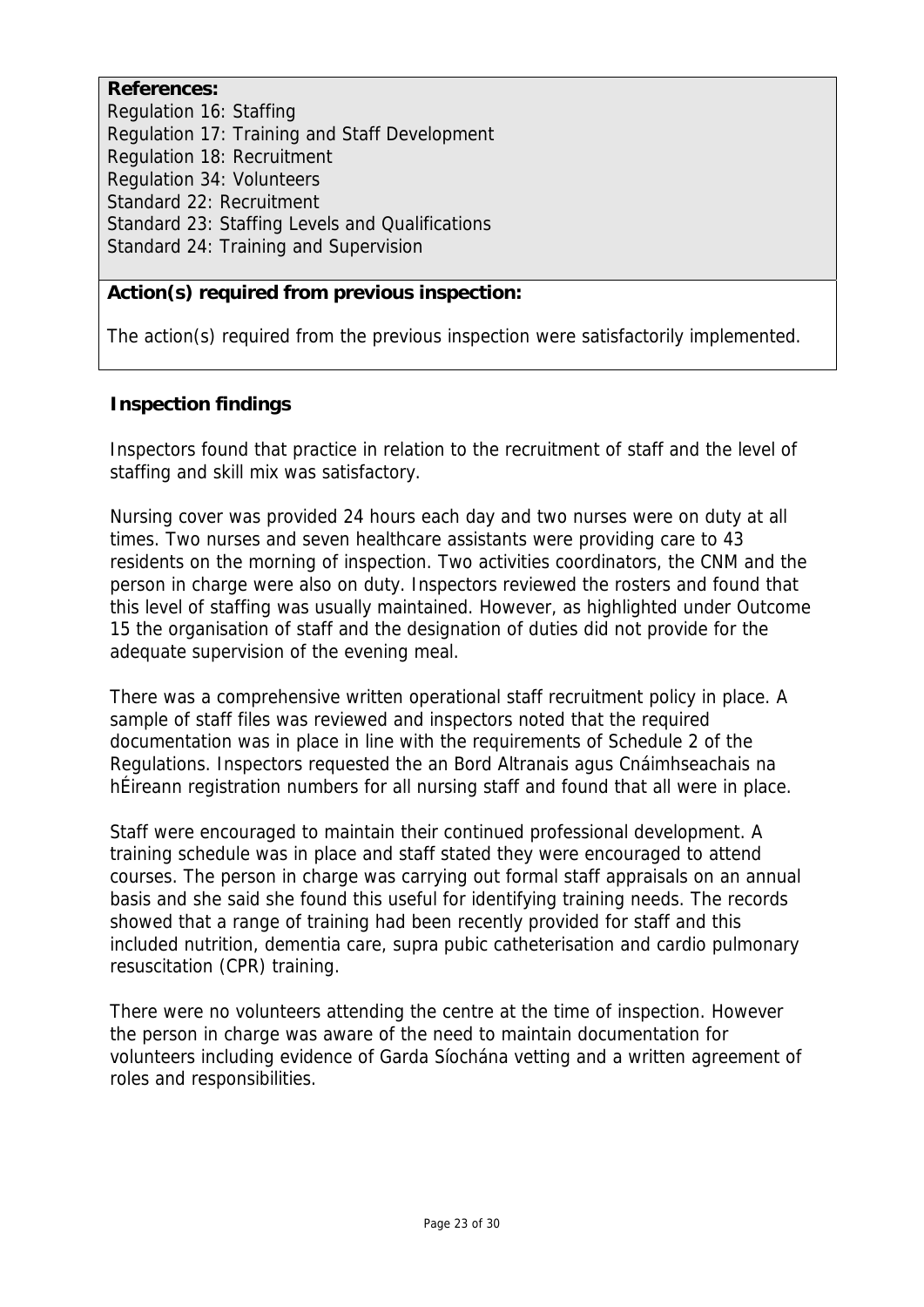**References:**
Regulation 16: Staffing
Regulation 17: Training and Staff Development
Regulation 18: Recruitment
Regulation 34: Volunteers
Standard 22: Recruitment
Standard 23: Staffing Levels and Qualifications
Standard 24: Training and Supervision

**Action(s) required from previous inspection:**

The action(s) required from the previous inspection were satisfactorily implemented.

**Inspection findings**

Inspectors found that practice in relation to the recruitment of staff and the level of staffing and skill mix was satisfactory.

Nursing cover was provided 24 hours each day and two nurses were on duty at all times. Two nurses and seven healthcare assistants were providing care to 43 residents on the morning of inspection. Two activities coordinators, the CNM and the person in charge were also on duty. Inspectors reviewed the rosters and found that this level of staffing was usually maintained. However, as highlighted under Outcome 15 the organisation of staff and the designation of duties did not provide for the adequate supervision of the evening meal.

There was a comprehensive written operational staff recruitment policy in place. A sample of staff files was reviewed and inspectors noted that the required documentation was in place in line with the requirements of Schedule 2 of the Regulations. Inspectors requested the an Bord Altranais agus Cnáimhseachais na hÉireann registration numbers for all nursing staff and found that all were in place.

Staff were encouraged to maintain their continued professional development. A training schedule was in place and staff stated they were encouraged to attend courses. The person in charge was carrying out formal staff appraisals on an annual basis and she said she found this useful for identifying training needs. The records showed that a range of training had been recently provided for staff and this included nutrition, dementia care, supra pubic catheterisation and cardio pulmonary resuscitation (CPR) training.

There were no volunteers attending the centre at the time of inspection. However the person in charge was aware of the need to maintain documentation for volunteers including evidence of Garda Síochána vetting and a written agreement of roles and responsibilities.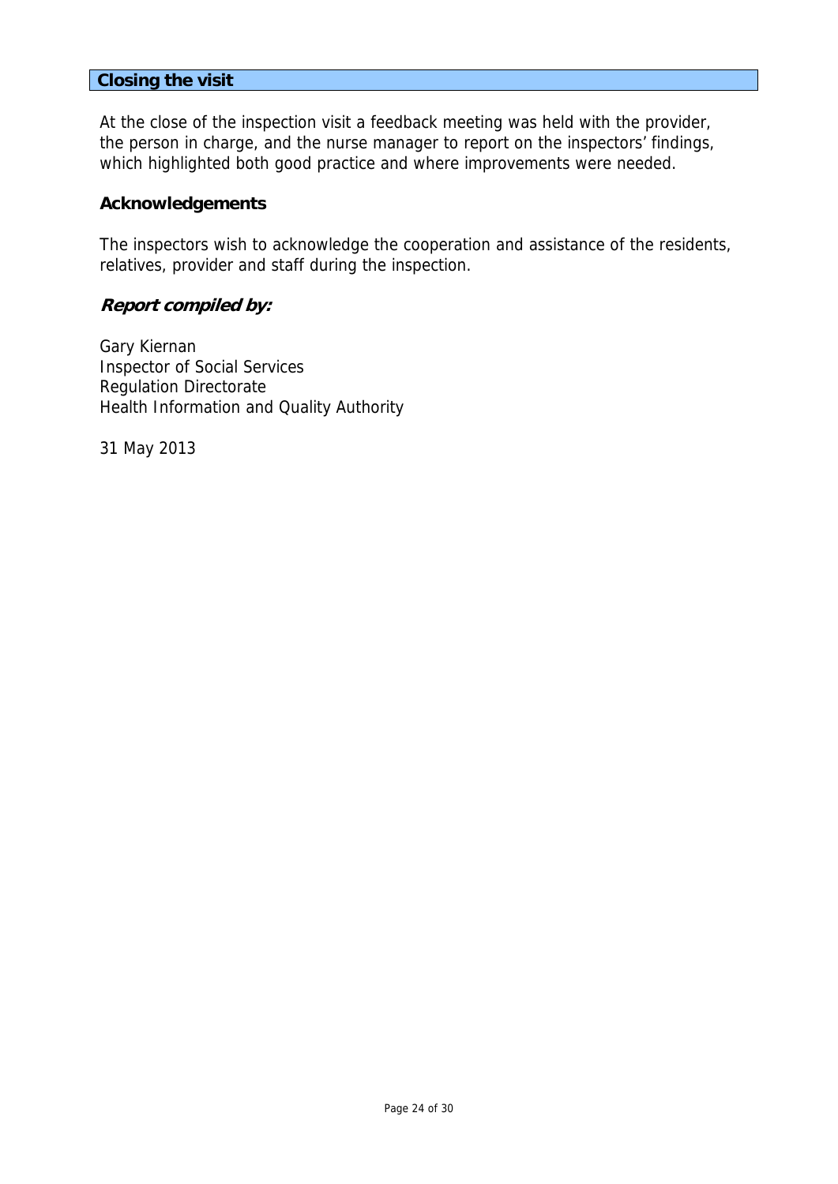## Closing the visit

At the close of the inspection visit a feedback meeting was held with the provider, the person in charge, and the nurse manager to report on the inspectors' findings, which highlighted both good practice and where improvements were needed.

### Acknowledgements

The inspectors wish to acknowledge the cooperation and assistance of the residents, relatives, provider and staff during the inspection.

### *Report compiled by:*

Gary Kiernan
Inspector of Social Services
Regulation Directorate
Health Information and Quality Authority

31 May 2013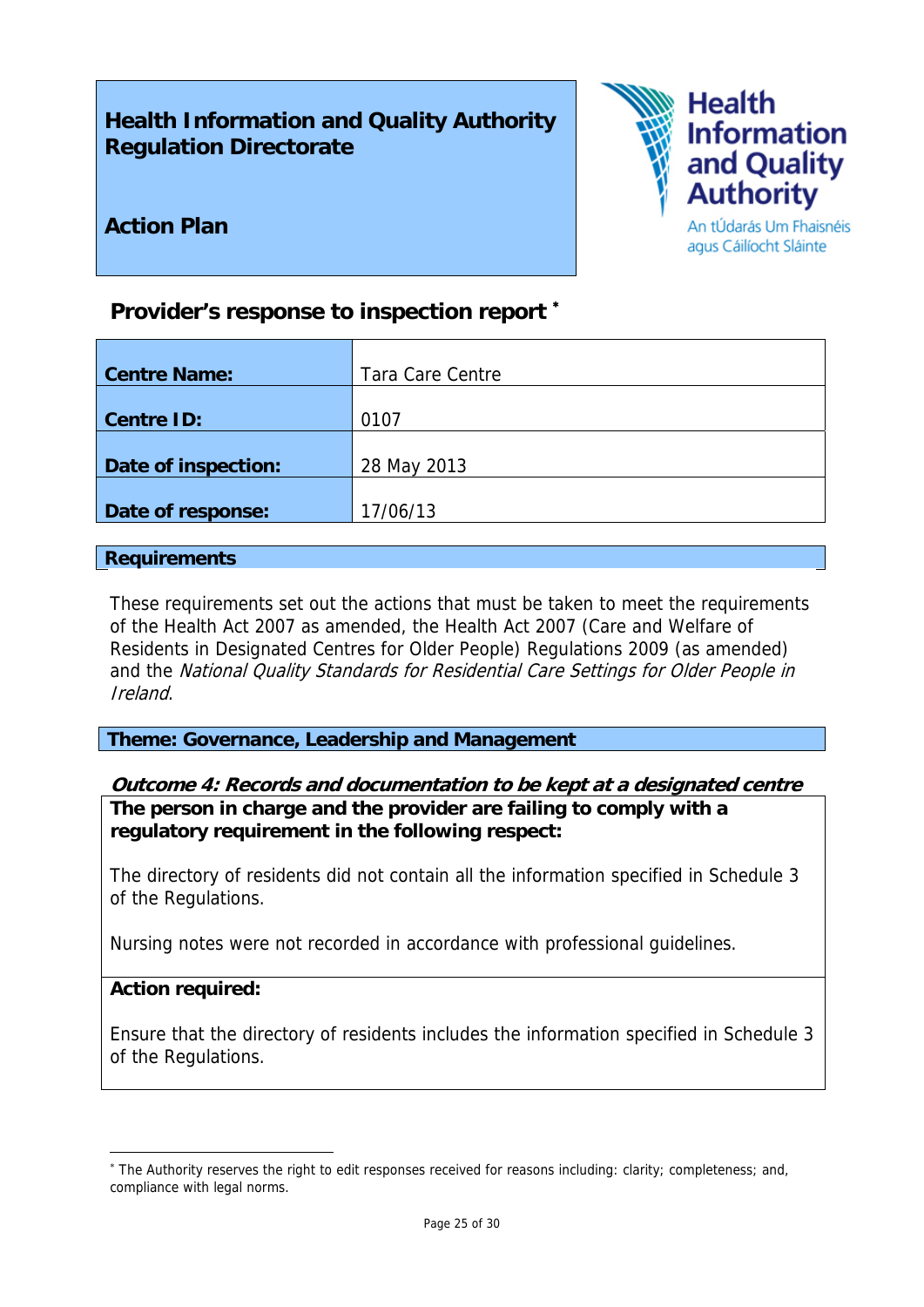**Health Information and Quality Authority**
**Regulation Directorate**

**Action Plan**

Health Information and Quality Authority
An tÚdarás Um Fhaisnéis agus Cáilíocht Sláinte

## Provider's response to inspection report [*]

| | |
|---|---|
| **Centre Name:** | Tara Care Centre |
| **Centre ID:** | 0107 |
| **Date of inspection:** | 28 May 2013 |
| **Date of response:** | 17/06/13 |

### Requirements

These requirements set out the actions that must be taken to meet the requirements of the Health Act 2007 as amended, the Health Act 2007 (Care and Welfare of Residents in Designated Centres for Older People) Regulations 2009 (as amended) and the *National Quality Standards for Residential Care Settings for Older People in Ireland*.

### Theme: Governance, Leadership and Management

***Outcome 4: Records and documentation to be kept at a designated centre***

**The person in charge and the provider are failing to comply with a regulatory requirement in the following respect:**

The directory of residents did not contain all the information specified in Schedule 3 of the Regulations.

Nursing notes were not recorded in accordance with professional guidelines.

**Action required:**

Ensure that the directory of residents includes the information specified in Schedule 3 of the Regulations.

[*] The Authority reserves the right to edit responses received for reasons including: clarity; completeness; and, compliance with legal norms.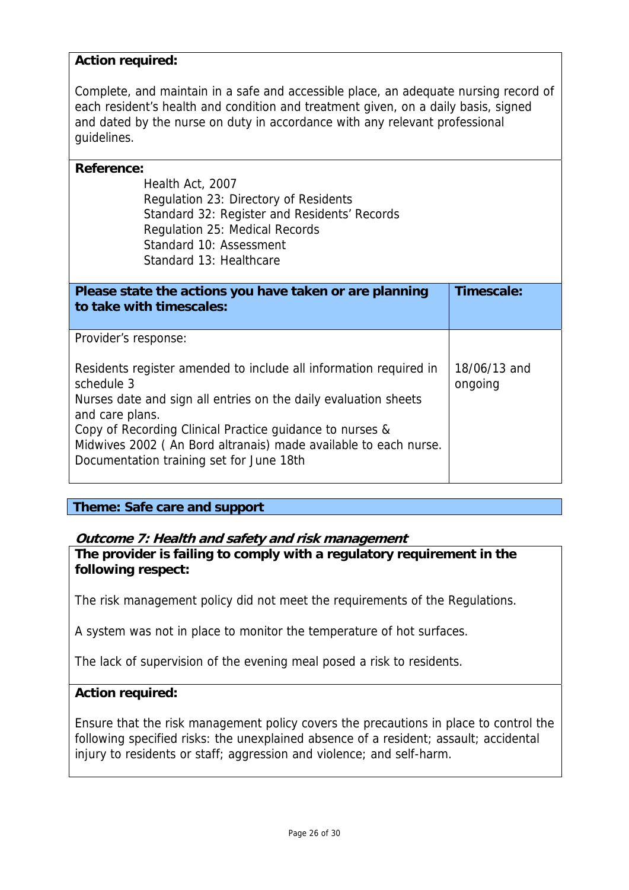**Action required:**

Complete, and maintain in a safe and accessible place, an adequate nursing record of each resident's health and condition and treatment given, on a daily basis, signed and dated by the nurse on duty in accordance with any relevant professional guidelines.

**Reference:**

Health Act, 2007
Regulation 23: Directory of Residents
Standard 32: Register and Residents' Records
Regulation 25: Medical Records
Standard 10: Assessment
Standard 13: Healthcare

| Please state the actions you have taken or are planning to take with timescales: | Timescale: |
|---|---|
| Provider's response:<br><br>Residents register amended to include all information required in schedule 3<br>Nurses date and sign all entries on the daily evaluation sheets and care plans.<br>Copy of Recording Clinical Practice guidance to nurses & Midwives 2002 ( An Bord altranais) made available to each nurse.<br>Documentation training set for June 18th | <br><br>18/06/13 and ongoing |

**Theme: Safe care and support**

***Outcome 7: Health and safety and risk management***

**The provider is failing to comply with a regulatory requirement in the following respect:**

The risk management policy did not meet the requirements of the Regulations.

A system was not in place to monitor the temperature of hot surfaces.

The lack of supervision of the evening meal posed a risk to residents.

**Action required:**

Ensure that the risk management policy covers the precautions in place to control the following specified risks: the unexplained absence of a resident; assault; accidental injury to residents or staff; aggression and violence; and self-harm.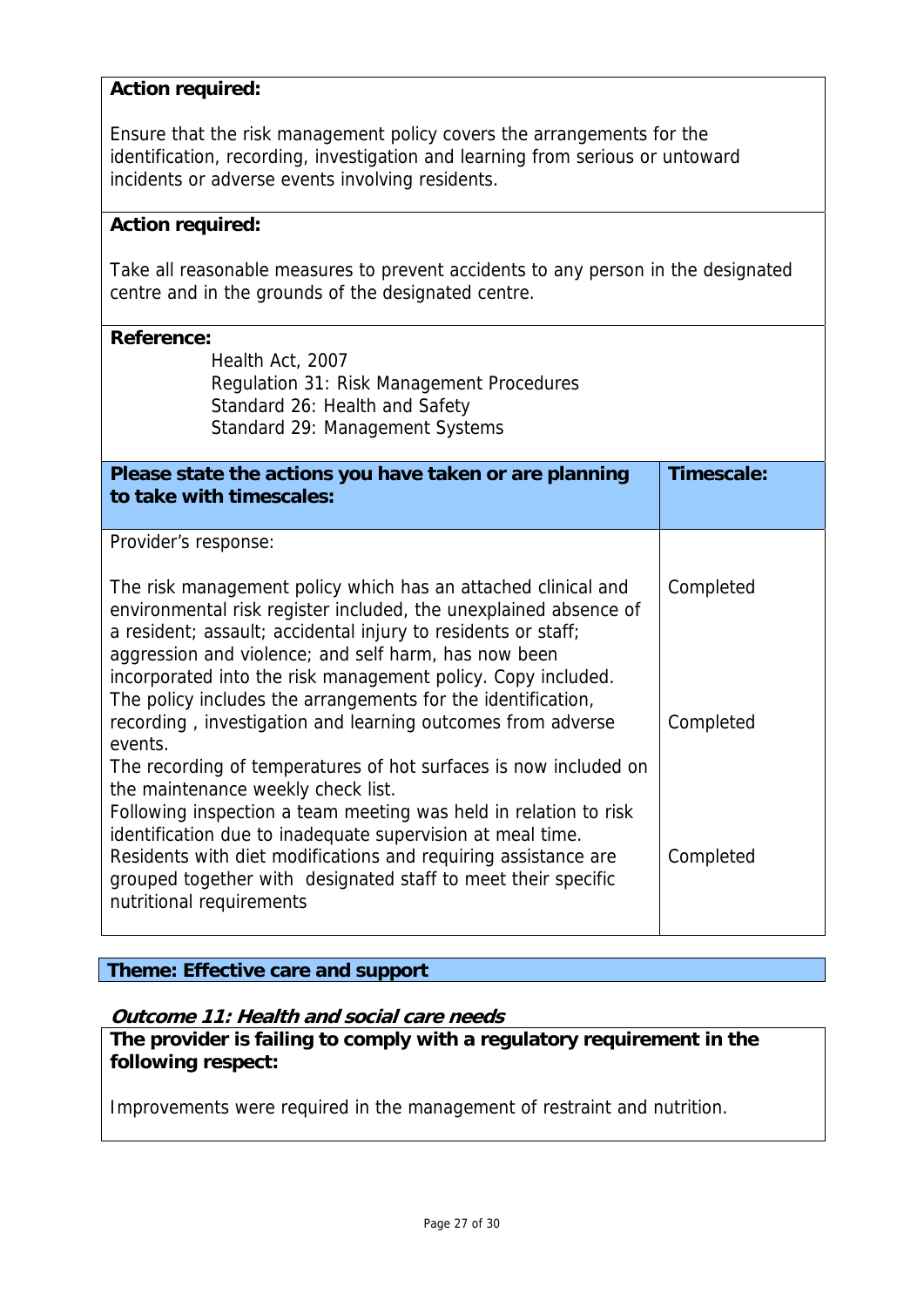**Action required:**

Ensure that the risk management policy covers the arrangements for the identification, recording, investigation and learning from serious or untoward incidents or adverse events involving residents.

**Action required:**

Take all reasonable measures to prevent accidents to any person in the designated centre and in the grounds of the designated centre.

**Reference:**

Health Act, 2007
Regulation 31: Risk Management Procedures
Standard 26: Health and Safety
Standard 29: Management Systems

| **Please state the actions you have taken or are planning to take with timescales:** | **Timescale:** |
|---|---|
| Provider's response: | |
| The risk management policy which has an attached clinical and environmental risk register included, the unexplained absence of a resident; assault; accidental injury to residents or staff; aggression and violence; and self harm, has now been incorporated into the risk management policy. Copy included. | Completed |
| The policy includes the arrangements for the identification, recording , investigation and learning outcomes from adverse events. | Completed |
| The recording of temperatures of hot surfaces is now included on the maintenance weekly check list. | |
| Following inspection a team meeting was held in relation to risk identification due to inadequate supervision at meal time. Residents with diet modifications and requiring assistance are grouped together with designated staff to meet their specific nutritional requirements | Completed |

**Theme: Effective care and support**

***Outcome 11: Health and social care needs***

**The provider is failing to comply with a regulatory requirement in the following respect:**

Improvements were required in the management of restraint and nutrition.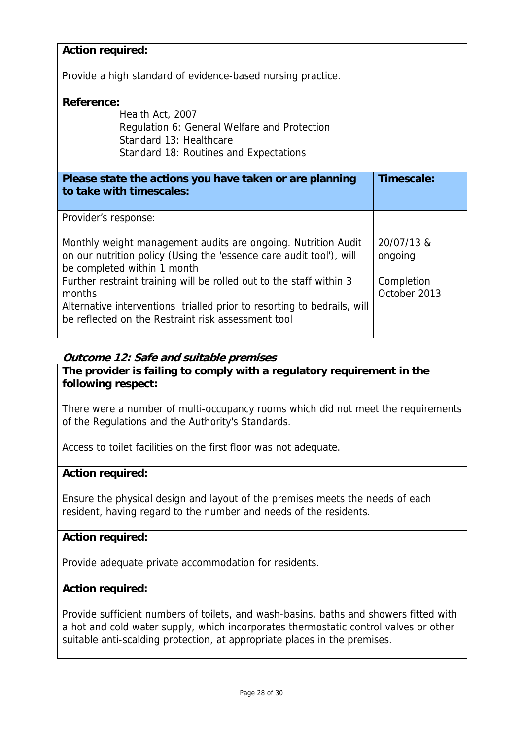**Action required:**

Provide a high standard of evidence-based nursing practice.

**Reference:**

Health Act, 2007
Regulation 6: General Welfare and Protection
Standard 13: Healthcare
Standard 18: Routines and Expectations

| **Please state the actions you have taken or are planning to take with timescales:** | **Timescale:** |
|---|---|
| Provider's response:<br><br>Monthly weight management audits are ongoing. Nutrition Audit on our nutrition policy (Using the 'essence care audit tool'), will be completed within 1 month<br>Further restraint training will be rolled out to the staff within 3 months<br>Alternative interventions trialled prior to resorting to bedrails, will be reflected on the Restraint risk assessment tool | 20/07/13 & ongoing<br><br>Completion October 2013 |

***Outcome 12: Safe and suitable premises***

**The provider is failing to comply with a regulatory requirement in the following respect:**

There were a number of multi-occupancy rooms which did not meet the requirements of the Regulations and the Authority's Standards.

Access to toilet facilities on the first floor was not adequate.

**Action required:**

Ensure the physical design and layout of the premises meets the needs of each resident, having regard to the number and needs of the residents.

**Action required:**

Provide adequate private accommodation for residents.

**Action required:**

Provide sufficient numbers of toilets, and wash-basins, baths and showers fitted with a hot and cold water supply, which incorporates thermostatic control valves or other suitable anti-scalding protection, at appropriate places in the premises.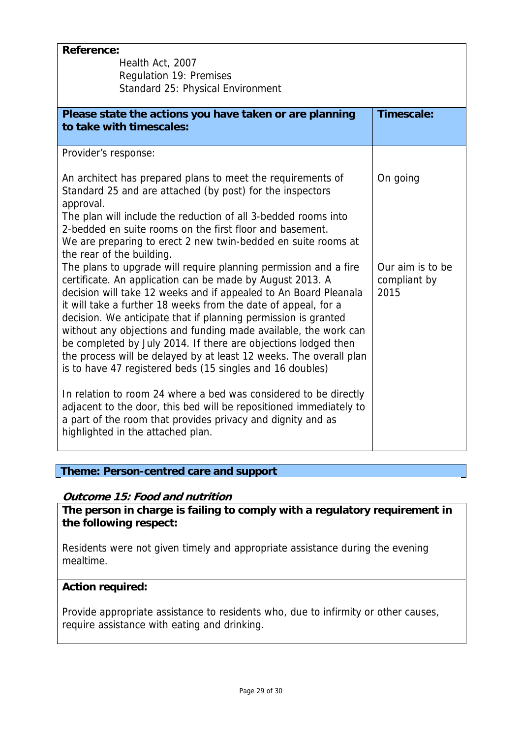**Reference:**

Health Act, 2007
Regulation 19: Premises
Standard 25: Physical Environment

| **Please state the actions you have taken or are planning to take with timescales:** | **Timescale:** |
|---|---|
| Provider's response:<br><br>An architect has prepared plans to meet the requirements of Standard 25 and are attached (by post) for the inspectors approval.<br>The plan will include the reduction of all 3-bedded rooms into 2-bedded en suite rooms on the first floor and basement.<br>We are preparing to erect 2 new twin-bedded en suite rooms at the rear of the building.<br>The plans to upgrade will require planning permission and a fire certificate. An application can be made by August 2013. A decision will take 12 weeks and if appealed to An Board Pleanala it will take a further 18 weeks from the date of appeal, for a decision. We anticipate that if planning permission is granted without any objections and funding made available, the work can be completed by July 2014. If there are objections lodged then the process will be delayed by at least 12 weeks. The overall plan is to have 47 registered beds (15 singles and 16 doubles)<br><br>In relation to room 24 where a bed was considered to be directly adjacent to the door, this bed will be repositioned immediately to a part of the room that provides privacy and dignity and as highlighted in the attached plan. | On going<br><br>Our aim is to be compliant by 2015 |

## Theme: Person-centred care and support

### *Outcome 15: Food and nutrition*

**The person in charge is failing to comply with a regulatory requirement in the following respect:**

Residents were not given timely and appropriate assistance during the evening mealtime.

**Action required:**

Provide appropriate assistance to residents who, due to infirmity or other causes, require assistance with eating and drinking.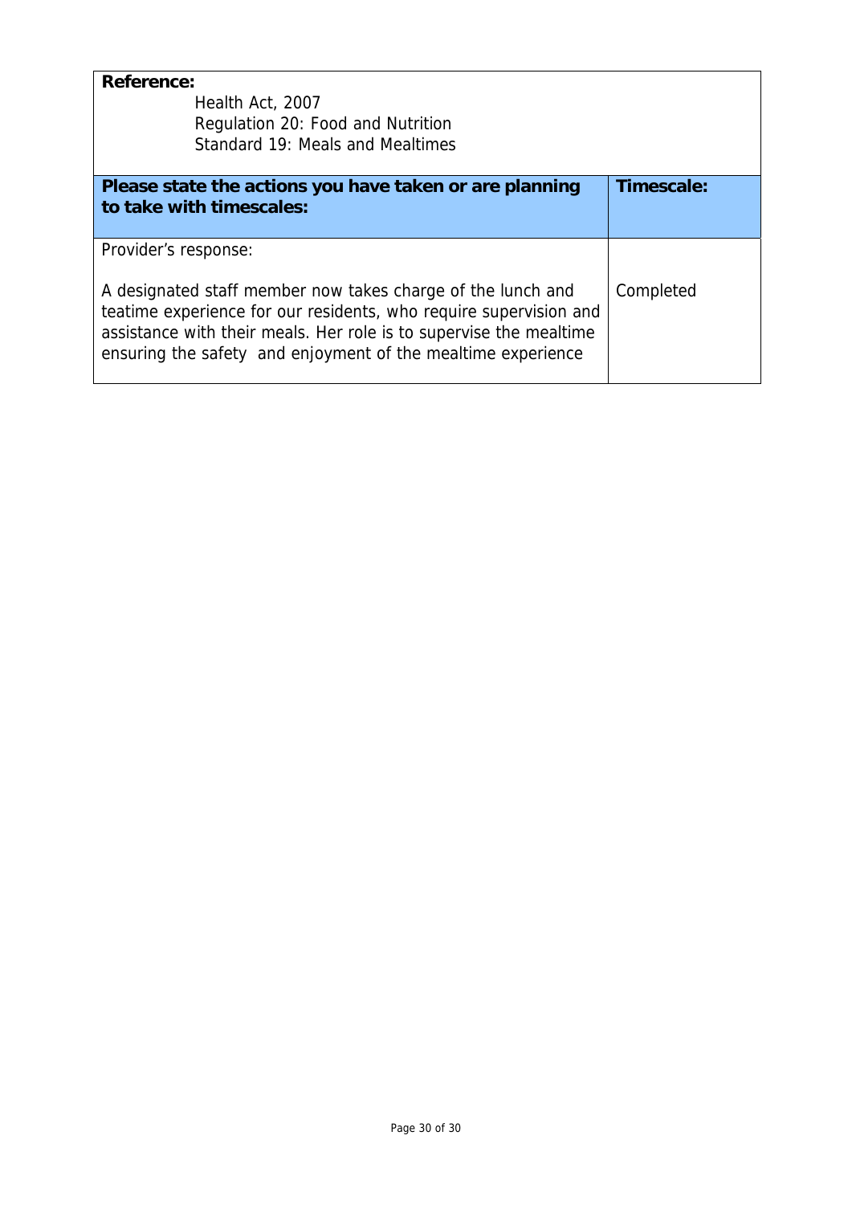**Reference:**

Health Act, 2007
Regulation 20: Food and Nutrition
Standard 19: Meals and Mealtimes

| **Please state the actions you have taken or are planning to take with timescales:** | **Timescale:** |
| --- | --- |
| Provider's response:<br><br>A designated staff member now takes charge of the lunch and teatime experience for our residents, who require supervision and assistance with their meals. Her role is to supervise the mealtime ensuring the safety and enjoyment of the mealtime experience | Completed |